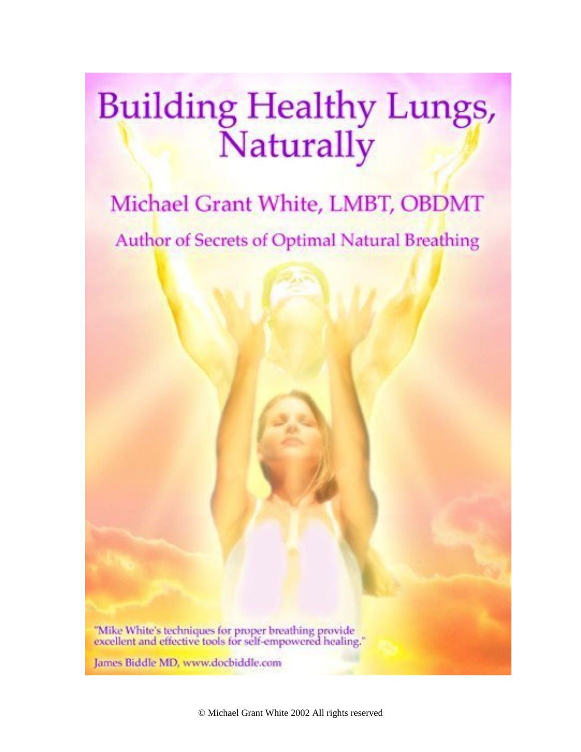# Building Healthy Lungs, Naturally

## Michael Grant White, LMBT, OBDMT

### Author of Secrets of Optimal Natural Breathing

"Mike White's techniques for proper breathing provide excellent and effective tools for self-empowered healing."

James Biddle MD, www.docbiddle.com

© Michael Grant White 2002 All rights reserved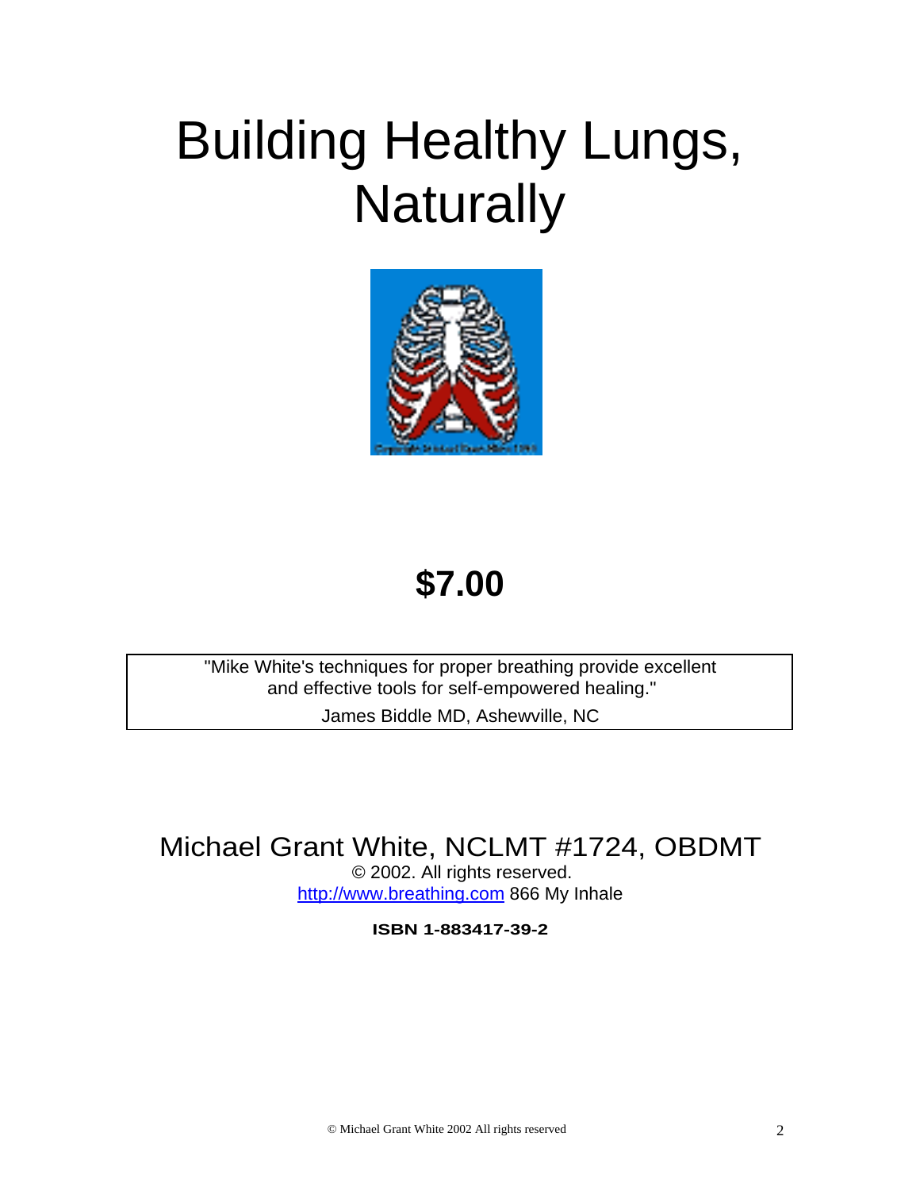# Building Healthy Lungs, Naturally

**$7.00**

"Mike White's techniques for proper breathing provide excellent and effective tools for self-empowered healing."

James Biddle MD, Ashewville, NC

Michael Grant White, NCLMT #1724, OBDMT

© 2002. All rights reserved.

http://www.breathing.com 866 My Inhale

**ISBN 1-883417-39-2**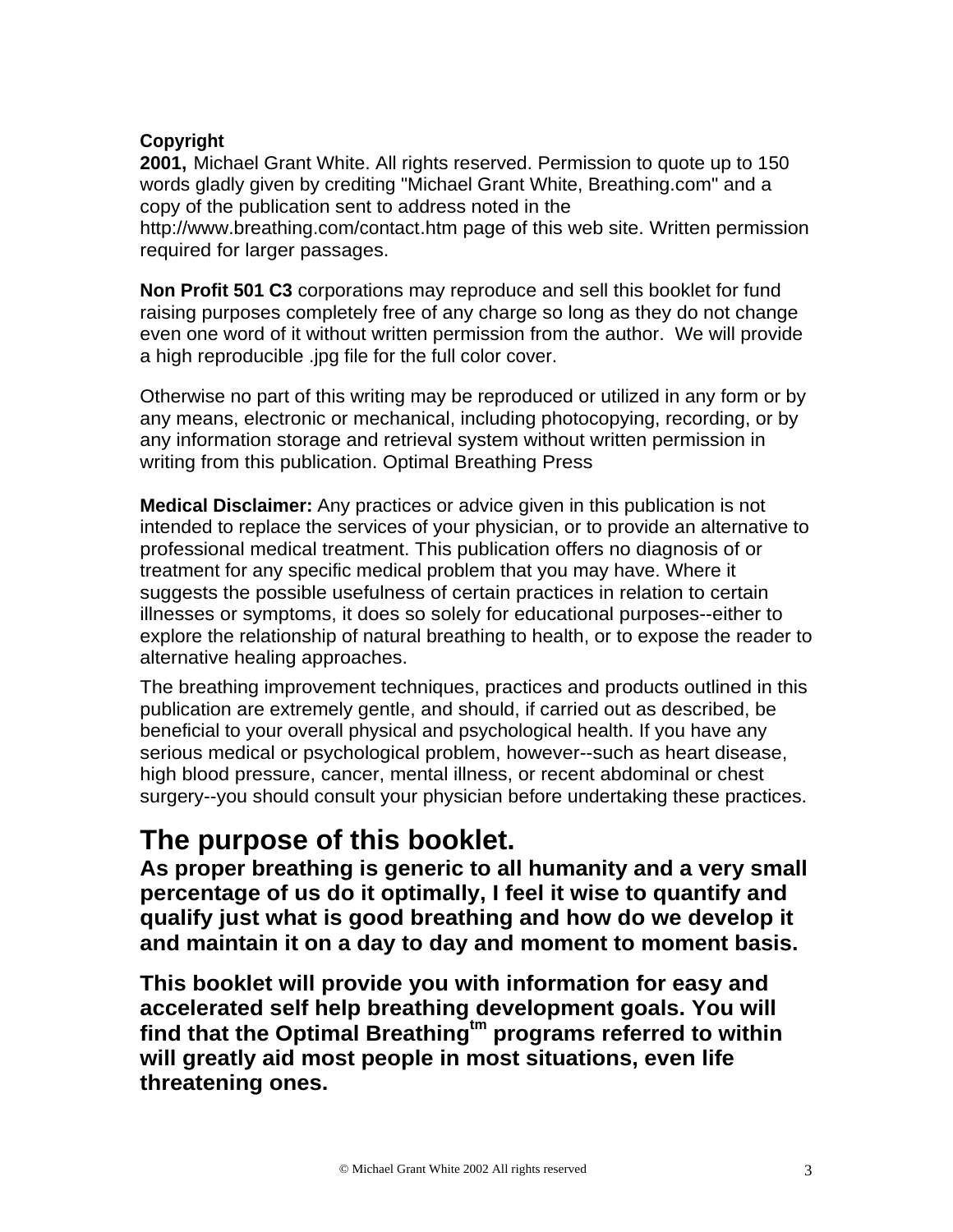**Copyright**
**2001,** Michael Grant White. All rights reserved. Permission to quote up to 150 words gladly given by crediting "Michael Grant White, Breathing.com" and a copy of the publication sent to address noted in the http://www.breathing.com/contact.htm page of this web site. Written permission required for larger passages.

**Non Profit 501 C3** corporations may reproduce and sell this booklet for fund raising purposes completely free of any charge so long as they do not change even one word of it without written permission from the author. We will provide a high reproducible .jpg file for the full color cover.

Otherwise no part of this writing may be reproduced or utilized in any form or by any means, electronic or mechanical, including photocopying, recording, or by any information storage and retrieval system without written permission in writing from this publication. Optimal Breathing Press

**Medical Disclaimer:** Any practices or advice given in this publication is not intended to replace the services of your physician, or to provide an alternative to professional medical treatment. This publication offers no diagnosis of or treatment for any specific medical problem that you may have. Where it suggests the possible usefulness of certain practices in relation to certain illnesses or symptoms, it does so solely for educational purposes--either to explore the relationship of natural breathing to health, or to expose the reader to alternative healing approaches.

The breathing improvement techniques, practices and products outlined in this publication are extremely gentle, and should, if carried out as described, be beneficial to your overall physical and psychological health. If you have any serious medical or psychological problem, however--such as heart disease, high blood pressure, cancer, mental illness, or recent abdominal or chest surgery--you should consult your physician before undertaking these practices.

# The purpose of this booklet.

**As proper breathing is generic to all humanity and a very small percentage of us do it optimally, I feel it wise to quantify and qualify just what is good breathing and how do we develop it and maintain it on a day to day and moment to moment basis.**

**This booklet will provide you with information for easy and accelerated self help breathing development goals. You will find that the Optimal Breathing[tm] programs referred to within will greatly aid most people in most situations, even life threatening ones.**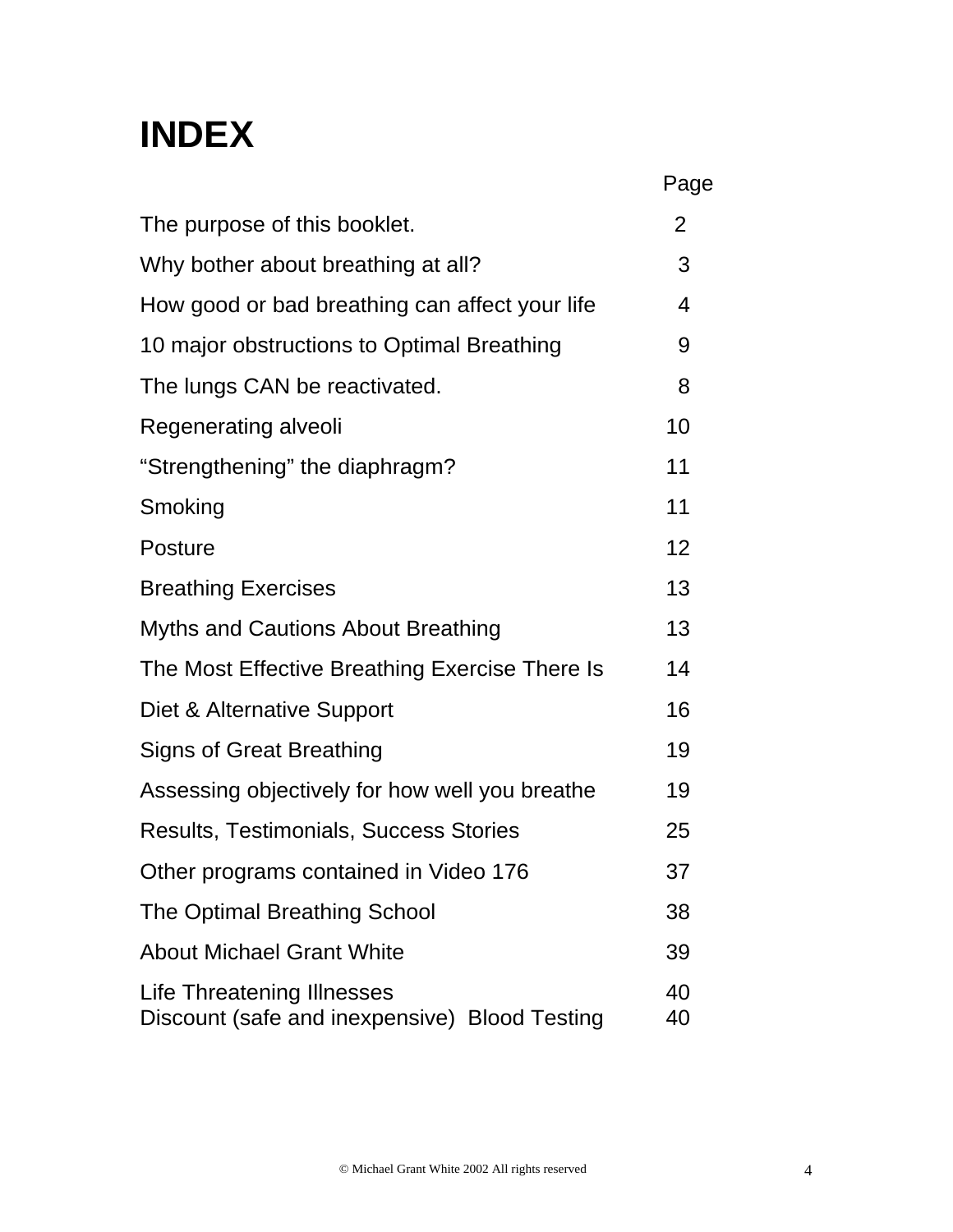# INDEX

| | Page |
|---|---|
| The purpose of this booklet. | 2 |
| Why bother about breathing at all? | 3 |
| How good or bad breathing can affect your life | 4 |
| 10 major obstructions to Optimal Breathing | 9 |
| The lungs CAN be reactivated. | 8 |
| Regenerating alveoli | 10 |
| "Strengthening" the diaphragm? | 11 |
| Smoking | 11 |
| Posture | 12 |
| Breathing Exercises | 13 |
| Myths and Cautions About Breathing | 13 |
| The Most Effective Breathing Exercise There Is | 14 |
| Diet & Alternative Support | 16 |
| Signs of Great Breathing | 19 |
| Assessing objectively for how well you breathe | 19 |
| Results, Testimonials, Success Stories | 25 |
| Other programs contained in Video 176 | 37 |
| The Optimal Breathing School | 38 |
| About Michael Grant White | 39 |
| Life Threatening Illnesses | 40 |
| Discount (safe and inexpensive) Blood Testing | 40 |

© Michael Grant White 2002 All rights reserved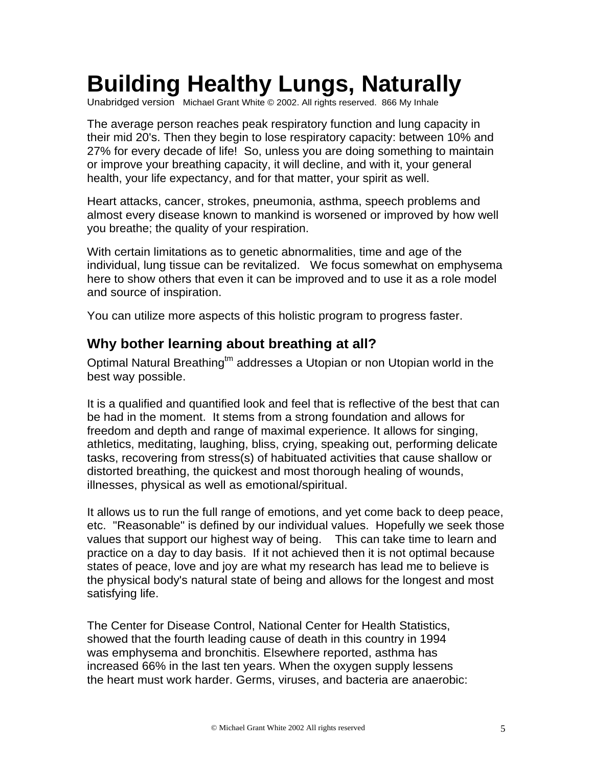# Building Healthy Lungs, Naturally

Unabridged version Michael Grant White © 2002. All rights reserved. 866 My Inhale

The average person reaches peak respiratory function and lung capacity in their mid 20's. Then they begin to lose respiratory capacity: between 10% and 27% for every decade of life! So, unless you are doing something to maintain or improve your breathing capacity, it will decline, and with it, your general health, your life expectancy, and for that matter, your spirit as well.

Heart attacks, cancer, strokes, pneumonia, asthma, speech problems and almost every disease known to mankind is worsened or improved by how well you breathe; the quality of your respiration.

With certain limitations as to genetic abnormalities, time and age of the individual, lung tissue can be revitalized. We focus somewhat on emphysema here to show others that even it can be improved and to use it as a role model and source of inspiration.

You can utilize more aspects of this holistic program to progress faster.

## Why bother learning about breathing at all?

Optimal Natural Breathing^tm addresses a Utopian or non Utopian world in the best way possible.

It is a qualified and quantified look and feel that is reflective of the best that can be had in the moment. It stems from a strong foundation and allows for freedom and depth and range of maximal experience. It allows for singing, athletics, meditating, laughing, bliss, crying, speaking out, performing delicate tasks, recovering from stress(s) of habituated activities that cause shallow or distorted breathing, the quickest and most thorough healing of wounds, illnesses, physical as well as emotional/spiritual.

It allows us to run the full range of emotions, and yet come back to deep peace, etc. "Reasonable" is defined by our individual values. Hopefully we seek those values that support our highest way of being. This can take time to learn and practice on a day to day basis. If it not achieved then it is not optimal because states of peace, love and joy are what my research has lead me to believe is the physical body's natural state of being and allows for the longest and most satisfying life.

The Center for Disease Control, National Center for Health Statistics, showed that the fourth leading cause of death in this country in 1994 was emphysema and bronchitis. Elsewhere reported, asthma has increased 66% in the last ten years. When the oxygen supply lessens the heart must work harder. Germs, viruses, and bacteria are anaerobic: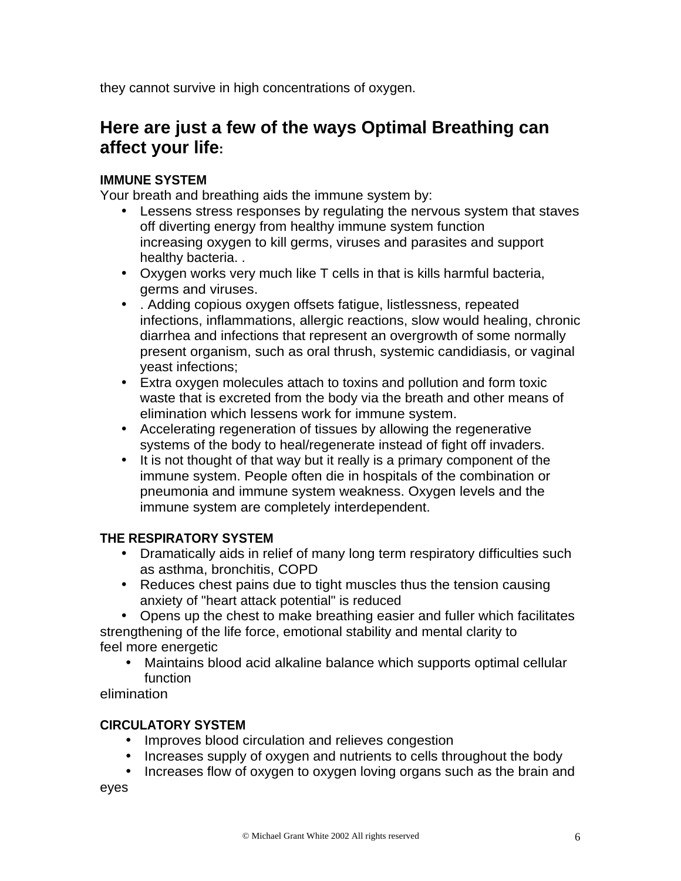they cannot survive in high concentrations of oxygen.

## Here are just a few of the ways Optimal Breathing can affect your life:

**IMMUNE SYSTEM**

Your breath and breathing aids the immune system by:

- Lessens stress responses by regulating the nervous system that staves off diverting energy from healthy immune system function increasing oxygen to kill germs, viruses and parasites and support healthy bacteria. .
- Oxygen works very much like T cells in that is kills harmful bacteria, germs and viruses.
- . Adding copious oxygen offsets fatigue, listlessness, repeated infections, inflammations, allergic reactions, slow would healing, chronic diarrhea and infections that represent an overgrowth of some normally present organism, such as oral thrush, systemic candidiasis, or vaginal yeast infections;
- Extra oxygen molecules attach to toxins and pollution and form toxic waste that is excreted from the body via the breath and other means of elimination which lessens work for immune system.
- Accelerating regeneration of tissues by allowing the regenerative systems of the body to heal/regenerate instead of fight off invaders.
- It is not thought of that way but it really is a primary component of the immune system. People often die in hospitals of the combination or pneumonia and immune system weakness. Oxygen levels and the immune system are completely interdependent.

**THE RESPIRATORY SYSTEM**

- Dramatically aids in relief of many long term respiratory difficulties such as asthma, bronchitis, COPD
- Reduces chest pains due to tight muscles thus the tension causing anxiety of "heart attack potential" is reduced
- Opens up the chest to make breathing easier and fuller which facilitates strengthening of the life force, emotional stability and mental clarity to feel more energetic
- Maintains blood acid alkaline balance which supports optimal cellular function

elimination

**CIRCULATORY SYSTEM**

- Improves blood circulation and relieves congestion
- Increases supply of oxygen and nutrients to cells throughout the body
- Increases flow of oxygen to oxygen loving organs such as the brain and eyes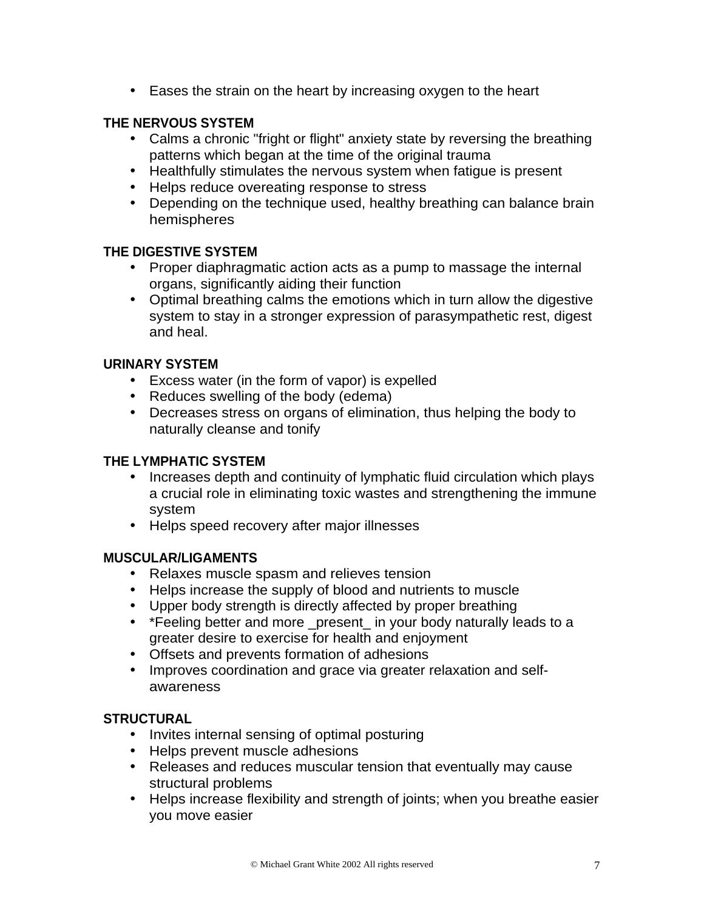- Eases the strain on the heart by increasing oxygen to the heart

**THE NERVOUS SYSTEM**

- Calms a chronic "fright or flight" anxiety state by reversing the breathing patterns which began at the time of the original trauma
- Healthfully stimulates the nervous system when fatigue is present
- Helps reduce overeating response to stress
- Depending on the technique used, healthy breathing can balance brain hemispheres

**THE DIGESTIVE SYSTEM**

- Proper diaphragmatic action acts as a pump to massage the internal organs, significantly aiding their function
- Optimal breathing calms the emotions which in turn allow the digestive system to stay in a stronger expression of parasympathetic rest, digest and heal.

**URINARY SYSTEM**

- Excess water (in the form of vapor) is expelled
- Reduces swelling of the body (edema)
- Decreases stress on organs of elimination, thus helping the body to naturally cleanse and tonify

**THE LYMPHATIC SYSTEM**

- Increases depth and continuity of lymphatic fluid circulation which plays a crucial role in eliminating toxic wastes and strengthening the immune system
- Helps speed recovery after major illnesses

**MUSCULAR/LIGAMENTS**

- Relaxes muscle spasm and relieves tension
- Helps increase the supply of blood and nutrients to muscle
- Upper body strength is directly affected by proper breathing
- *Feeling better and more _present_ in your body naturally leads to a greater desire to exercise for health and enjoyment
- Offsets and prevents formation of adhesions
- Improves coordination and grace via greater relaxation and self-awareness

**STRUCTURAL**

- Invites internal sensing of optimal posturing
- Helps prevent muscle adhesions
- Releases and reduces muscular tension that eventually may cause structural problems
- Helps increase flexibility and strength of joints; when you breathe easier you move easier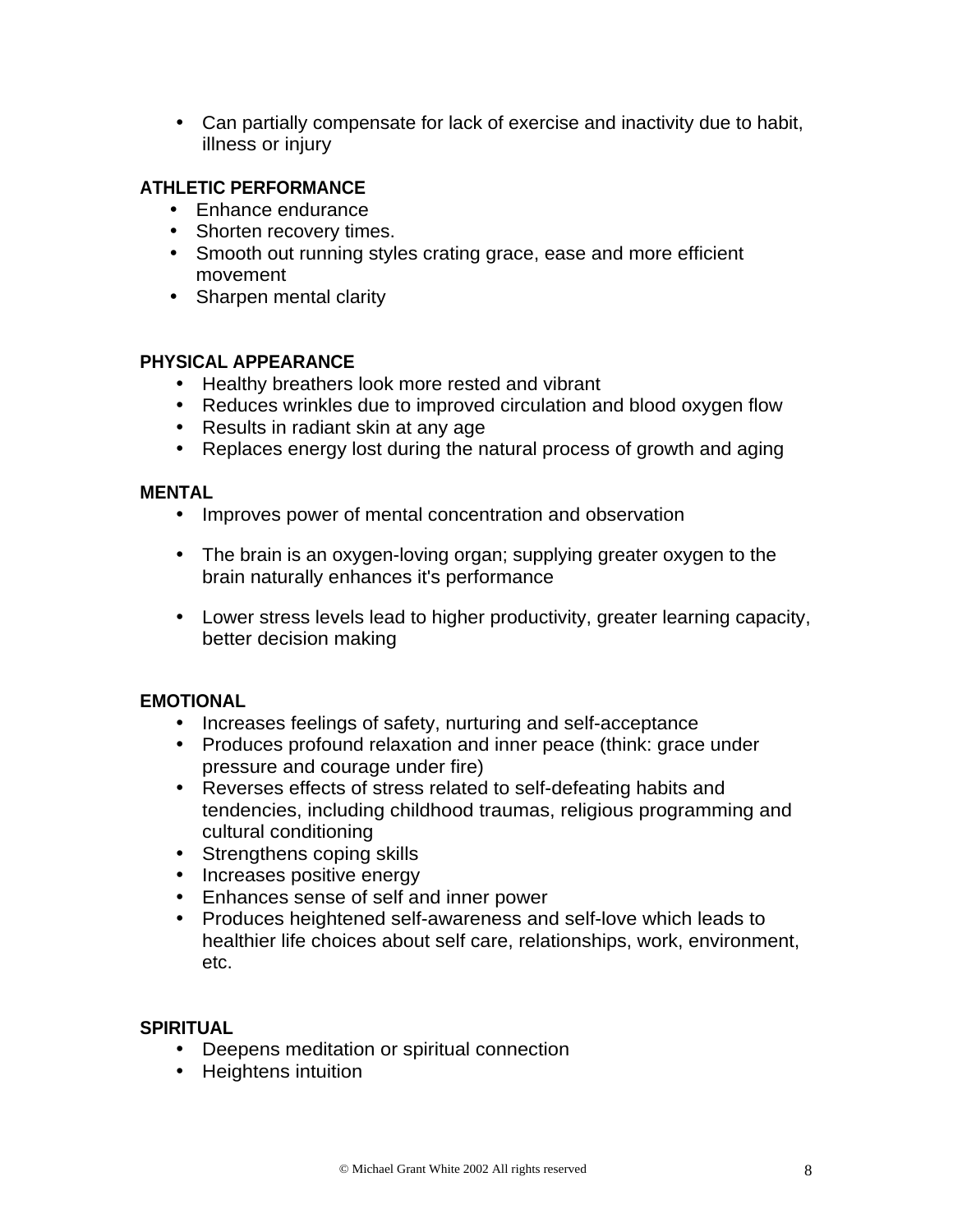- Can partially compensate for lack of exercise and inactivity due to habit, illness or injury

**ATHLETIC PERFORMANCE**

- Enhance endurance
- Shorten recovery times.
- Smooth out running styles crating grace, ease and more efficient movement
- Sharpen mental clarity

**PHYSICAL APPEARANCE**

- Healthy breathers look more rested and vibrant
- Reduces wrinkles due to improved circulation and blood oxygen flow
- Results in radiant skin at any age
- Replaces energy lost during the natural process of growth and aging

**MENTAL**

- Improves power of mental concentration and observation
- The brain is an oxygen-loving organ; supplying greater oxygen to the brain naturally enhances it's performance
- Lower stress levels lead to higher productivity, greater learning capacity, better decision making

**EMOTIONAL**

- Increases feelings of safety, nurturing and self-acceptance
- Produces profound relaxation and inner peace (think: grace under pressure and courage under fire)
- Reverses effects of stress related to self-defeating habits and tendencies, including childhood traumas, religious programming and cultural conditioning
- Strengthens coping skills
- Increases positive energy
- Enhances sense of self and inner power
- Produces heightened self-awareness and self-love which leads to healthier life choices about self care, relationships, work, environment, etc.

**SPIRITUAL**

- Deepens meditation or spiritual connection
- Heightens intuition

© Michael Grant White 2002 All rights reserved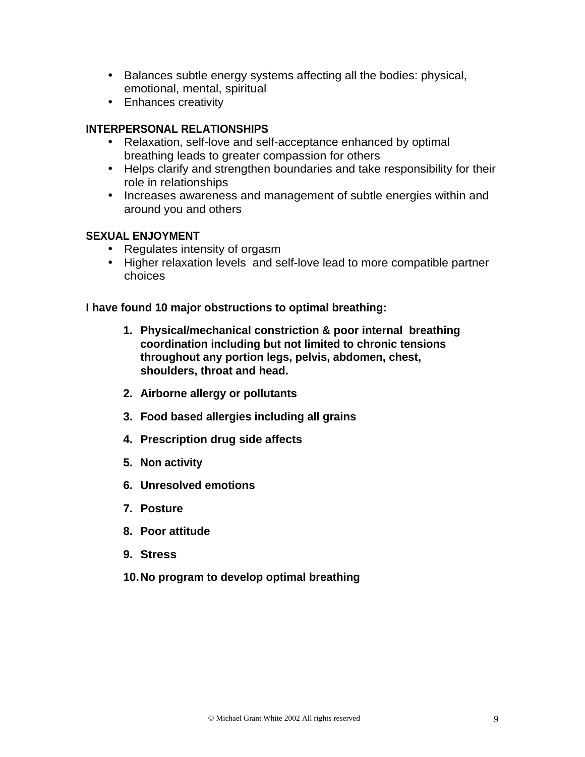- Balances subtle energy systems affecting all the bodies: physical, emotional, mental, spiritual
- Enhances creativity

**INTERPERSONAL RELATIONSHIPS**

- Relaxation, self-love and self-acceptance enhanced by optimal breathing leads to greater compassion for others
- Helps clarify and strengthen boundaries and take responsibility for their role in relationships
- Increases awareness and management of subtle energies within and around you and others

**SEXUAL ENJOYMENT**

- Regulates intensity of orgasm
- Higher relaxation levels  and self-love lead to more compatible partner choices

**I have found 10 major obstructions to optimal breathing:**

1. **Physical/mechanical constriction & poor internal  breathing coordination including but not limited to chronic tensions throughout any portion legs, pelvis, abdomen, chest, shoulders, throat and head.**
2. **Airborne allergy or pollutants**
3. **Food based allergies including all grains**
4. **Prescription drug side affects**
5. **Non activity**
6. **Unresolved emotions**
7. **Posture**
8. **Poor attitude**
9. **Stress**
10. **No program to develop optimal breathing**

© Michael Grant White 2002 All rights reserved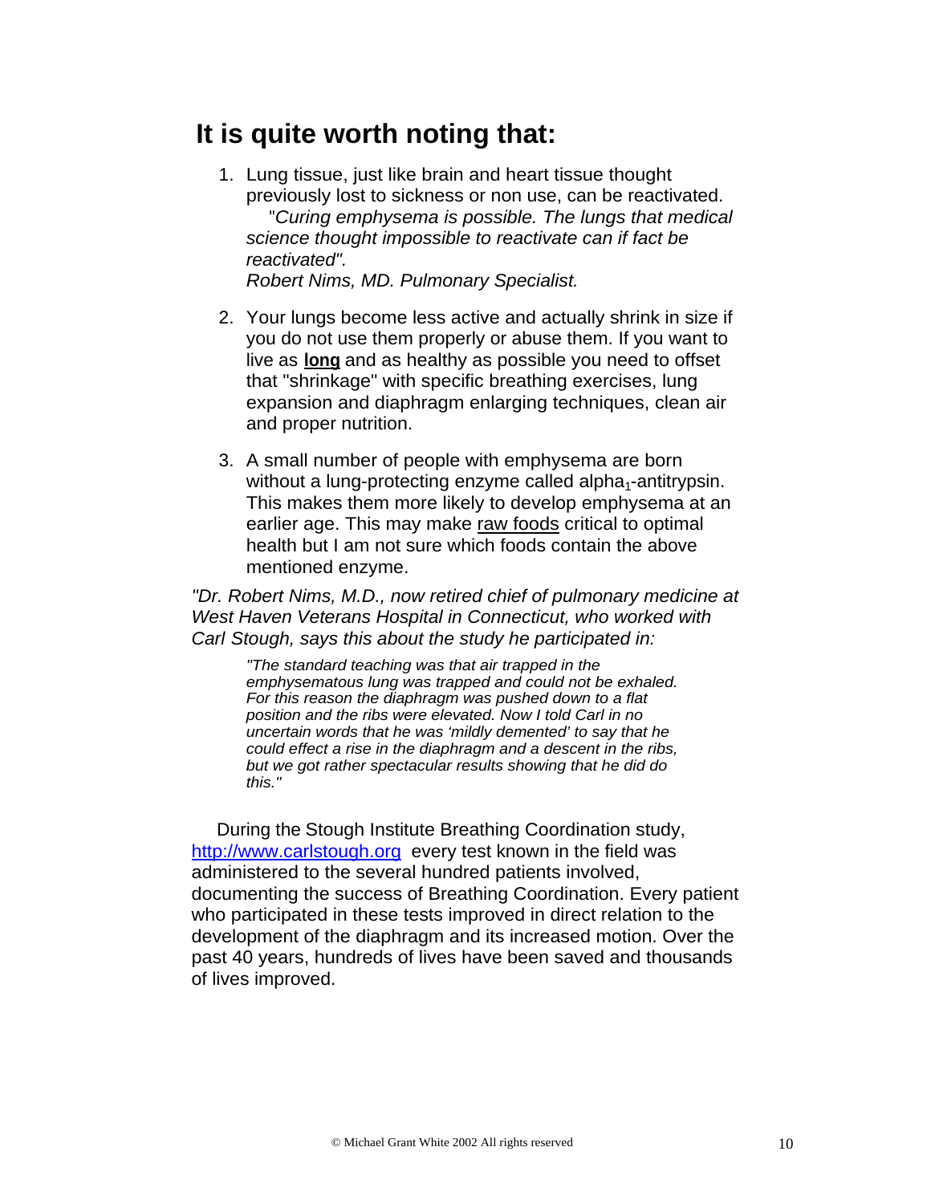## It is quite worth noting that:

1. Lung tissue, just like brain and heart tissue thought previously lost to sickness or non use, can be reactivated. "*Curing emphysema is possible. The lungs that medical science thought impossible to reactivate can if fact be reactivated*".
   *Robert Nims, MD. Pulmonary Specialist.*

2. Your lungs become less active and actually shrink in size if you do not use them properly or abuse them. If you want to live as **long** and as healthy as possible you need to offset that "shrinkage" with specific breathing exercises, lung expansion and diaphragm enlarging techniques, clean air and proper nutrition.

3. A small number of people with emphysema are born without a lung-protecting enzyme called alpha$_1$-antitrypsin. This makes them more likely to develop emphysema at an earlier age. This may make raw foods critical to optimal health but I am not sure which foods contain the above mentioned enzyme.

*"Dr. Robert Nims, M.D., now retired chief of pulmonary medicine at West Haven Veterans Hospital in Connecticut, who worked with Carl Stough, says this about the study he participated in:*

> *"The standard teaching was that air trapped in the emphysematous lung was trapped and could not be exhaled. For this reason the diaphragm was pushed down to a flat position and the ribs were elevated. Now I told Carl in no uncertain words that he was 'mildly demented' to say that he could effect a rise in the diaphragm and a descent in the ribs, but we got rather spectacular results showing that he did do this."*

During the Stough Institute Breathing Coordination study, http://www.carlstough.org every test known in the field was administered to the several hundred patients involved, documenting the success of Breathing Coordination. Every patient who participated in these tests improved in direct relation to the development of the diaphragm and its increased motion. Over the past 40 years, hundreds of lives have been saved and thousands of lives improved.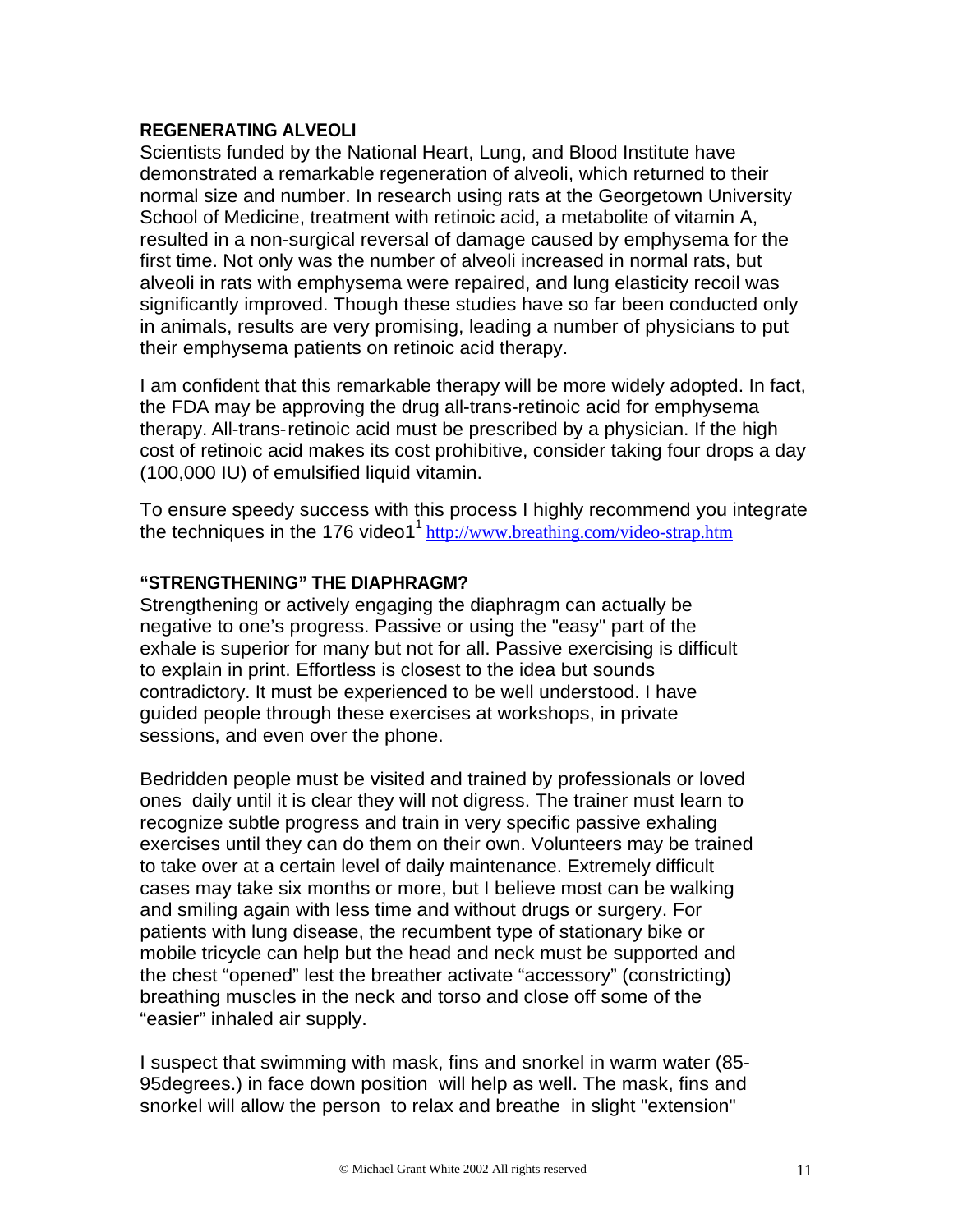## REGENERATING ALVEOLI

Scientists funded by the National Heart, Lung, and Blood Institute have demonstrated a remarkable regeneration of alveoli, which returned to their normal size and number. In research using rats at the Georgetown University School of Medicine, treatment with retinoic acid, a metabolite of vitamin A, resulted in a non-surgical reversal of damage caused by emphysema for the first time. Not only was the number of alveoli increased in normal rats, but alveoli in rats with emphysema were repaired, and lung elasticity recoil was significantly improved. Though these studies have so far been conducted only in animals, results are very promising, leading a number of physicians to put their emphysema patients on retinoic acid therapy.

I am confident that this remarkable therapy will be more widely adopted. In fact, the FDA may be approving the drug all-trans-retinoic acid for emphysema therapy. All-trans-retinoic acid must be prescribed by a physician. If the high cost of retinoic acid makes its cost prohibitive, consider taking four drops a day (100,000 IU) of emulsified liquid vitamin.

To ensure speedy success with this process I highly recommend you integrate the techniques in the 176 video1[1] http://www.breathing.com/video-strap.htm

## "STRENGTHENING" THE DIAPHRAGM?

Strengthening or actively engaging the diaphragm can actually be negative to one's progress. Passive or using the "easy" part of the exhale is superior for many but not for all. Passive exercising is difficult to explain in print. Effortless is closest to the idea but sounds contradictory. It must be experienced to be well understood. I have guided people through these exercises at workshops, in private sessions, and even over the phone.

Bedridden people must be visited and trained by professionals or loved ones daily until it is clear they will not digress. The trainer must learn to recognize subtle progress and train in very specific passive exhaling exercises until they can do them on their own. Volunteers may be trained to take over at a certain level of daily maintenance. Extremely difficult cases may take six months or more, but I believe most can be walking and smiling again with less time and without drugs or surgery. For patients with lung disease, the recumbent type of stationary bike or mobile tricycle can help but the head and neck must be supported and the chest "opened" lest the breather activate "accessory" (constricting) breathing muscles in the neck and torso and close off some of the "easier" inhaled air supply.

I suspect that swimming with mask, fins and snorkel in warm water (85-95degrees.) in face down position will help as well. The mask, fins and snorkel will allow the person to relax and breathe in slight "extension"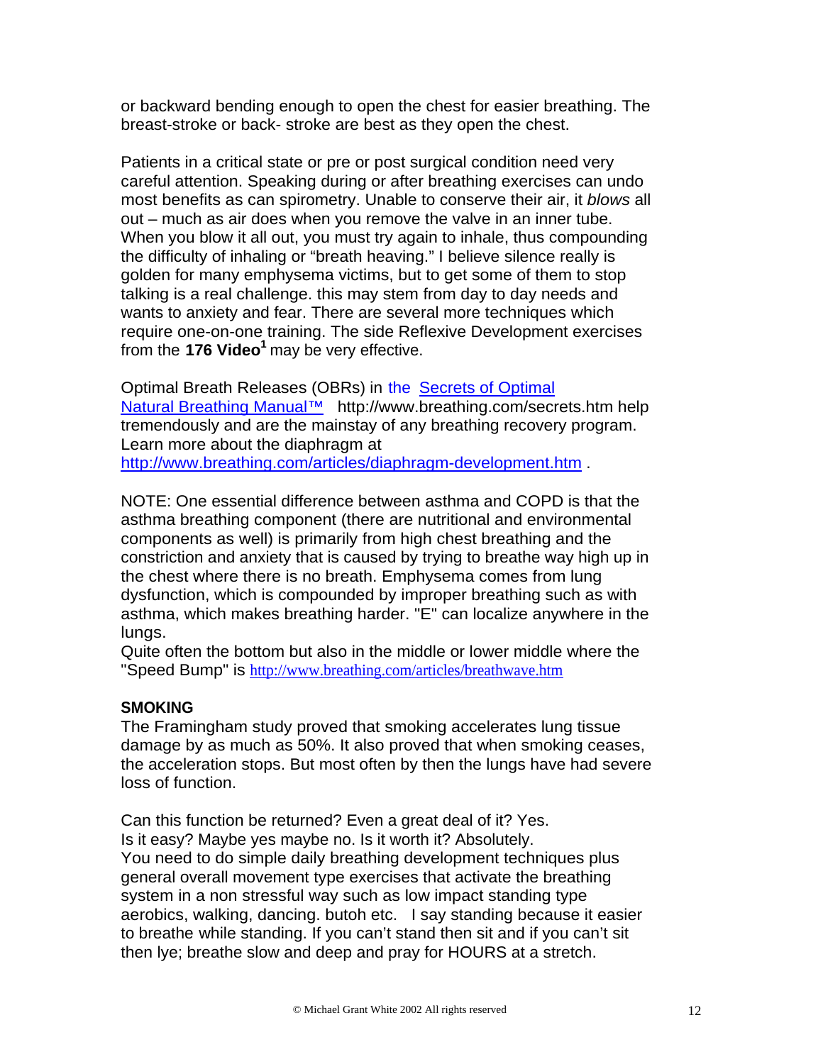or backward bending enough to open the chest for easier breathing. The breast-stroke or back- stroke are best as they open the chest.

Patients in a critical state or pre or post surgical condition need very careful attention. Speaking during or after breathing exercises can undo most benefits as can spirometry. Unable to conserve their air, it *blows* all out – much as air does when you remove the valve in an inner tube. When you blow it all out, you must try again to inhale, thus compounding the difficulty of inhaling or "breath heaving." I believe silence really is golden for many emphysema victims, but to get some of them to stop talking is a real challenge. this may stem from day to day needs and wants to anxiety and fear. There are several more techniques which require one-on-one training. The side Reflexive Development exercises from the **176 Video**[1] may be very effective.

Optimal Breath Releases (OBRs) in the [Secrets of Optimal Natural Breathing Manual™](http://www.breathing.com/secrets.htm) http://www.breathing.com/secrets.htm help tremendously and are the mainstay of any breathing recovery program. Learn more about the diaphragm at http://www.breathing.com/articles/diaphragm-development.htm .

NOTE: One essential difference between asthma and COPD is that the asthma breathing component (there are nutritional and environmental components as well) is primarily from high chest breathing and the constriction and anxiety that is caused by trying to breathe way high up in the chest where there is no breath. Emphysema comes from lung dysfunction, which is compounded by improper breathing such as with asthma, which makes breathing harder. "E" can localize anywhere in the lungs.
Quite often the bottom but also in the middle or lower middle where the "Speed Bump" is http://www.breathing.com/articles/breathwave.htm

**SMOKING**
The Framingham study proved that smoking accelerates lung tissue damage by as much as 50%. It also proved that when smoking ceases, the acceleration stops. But most often by then the lungs have had severe loss of function.

Can this function be returned? Even a great deal of it? Yes.
Is it easy? Maybe yes maybe no. Is it worth it? Absolutely.
You need to do simple daily breathing development techniques plus general overall movement type exercises that activate the breathing system in a non stressful way such as low impact standing type aerobics, walking, dancing. butoh etc. I say standing because it easier to breathe while standing. If you can't stand then sit and if you can't sit then lye; breathe slow and deep and pray for HOURS at a stretch.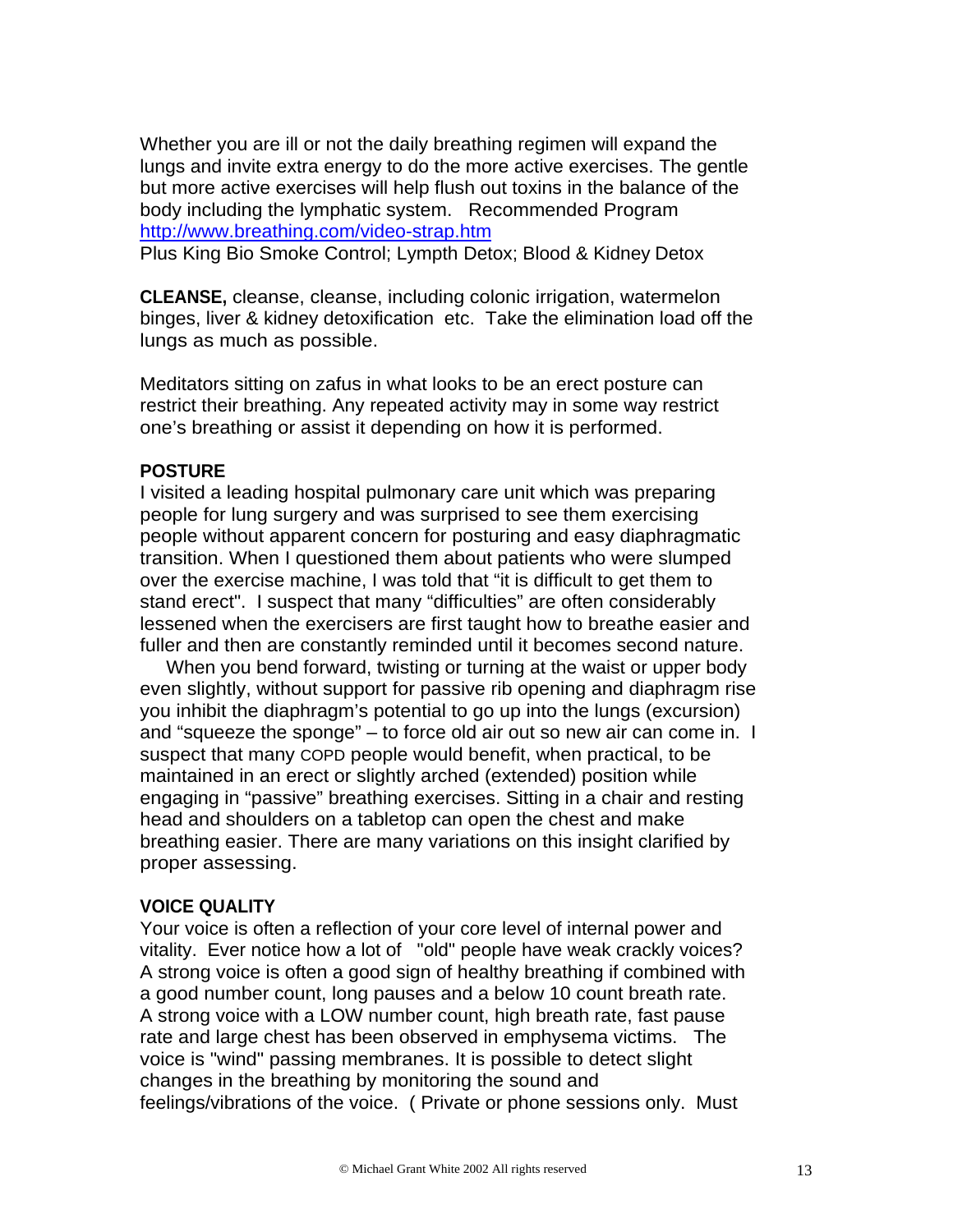Whether you are ill or not the daily breathing regimen will expand the lungs and invite extra energy to do the more active exercises. The gentle but more active exercises will help flush out toxins in the balance of the body including the lymphatic system. Recommended Program [http://www.breathing.com/video-strap.htm](http://www.breathing.com/video-strap.htm)
Plus King Bio Smoke Control; Lympth Detox; Blood & Kidney Detox

**CLEANSE,** cleanse, cleanse, including colonic irrigation, watermelon binges, liver & kidney detoxification etc. Take the elimination load off the lungs as much as possible.

Meditators sitting on zafus in what looks to be an erect posture can restrict their breathing. Any repeated activity may in some way restrict one's breathing or assist it depending on how it is performed.

**POSTURE**

I visited a leading hospital pulmonary care unit which was preparing people for lung surgery and was surprised to see them exercising people without apparent concern for posturing and easy diaphragmatic transition. When I questioned them about patients who were slumped over the exercise machine, I was told that "it is difficult to get them to stand erect". I suspect that many "difficulties" are often considerably lessened when the exercisers are first taught how to breathe easier and fuller and then are constantly reminded until it becomes second nature.

When you bend forward, twisting or turning at the waist or upper body even slightly, without support for passive rib opening and diaphragm rise you inhibit the diaphragm's potential to go up into the lungs (excursion) and "squeeze the sponge" – to force old air out so new air can come in. I suspect that many COPD people would benefit, when practical, to be maintained in an erect or slightly arched (extended) position while engaging in "passive" breathing exercises. Sitting in a chair and resting head and shoulders on a tabletop can open the chest and make breathing easier. There are many variations on this insight clarified by proper assessing.

**VOICE QUALITY**

Your voice is often a reflection of your core level of internal power and vitality. Ever notice how a lot of "old" people have weak crackly voices? A strong voice is often a good sign of healthy breathing if combined with a good number count, long pauses and a below 10 count breath rate. A strong voice with a LOW number count, high breath rate, fast pause rate and large chest has been observed in emphysema victims. The voice is "wind" passing membranes. It is possible to detect slight changes in the breathing by monitoring the sound and feelings/vibrations of the voice. ( Private or phone sessions only. Must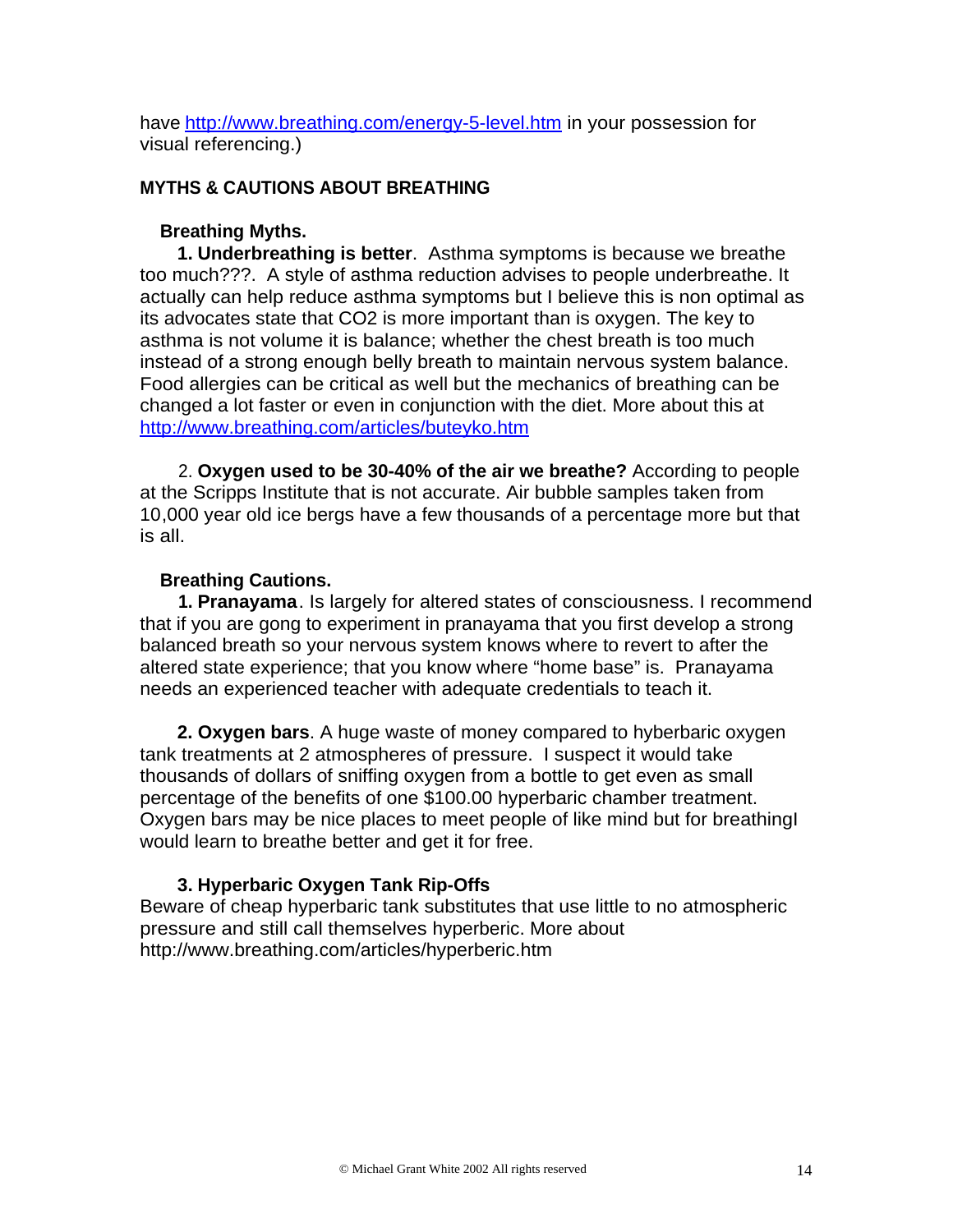have http://www.breathing.com/energy-5-level.htm in your possession for visual referencing.)

## MYTHS & CAUTIONS ABOUT BREATHING

### Breathing Myths.

**1. Underbreathing is better**. Asthma symptoms is because we breathe too much???. A style of asthma reduction advises to people underbreathe. It actually can help reduce asthma symptoms but I believe this is non optimal as its advocates state that $CO_2$ is more important than is oxygen. The key to asthma is not volume it is balance; whether the chest breath is too much instead of a strong enough belly breath to maintain nervous system balance. Food allergies can be critical as well but the mechanics of breathing can be changed a lot faster or even in conjunction with the diet. More about this at http://www.breathing.com/articles/buteyko.htm

2. **Oxygen used to be 30-40% of the air we breathe?** According to people at the Scripps Institute that is not accurate. Air bubble samples taken from 10,000 year old ice bergs have a few thousands of a percentage more but that is all.

### Breathing Cautions.

**1. Pranayama**. Is largely for altered states of consciousness. I recommend that if you are gong to experiment in pranayama that you first develop a strong balanced breath so your nervous system knows where to revert to after the altered state experience; that you know where “home base” is. Pranayama needs an experienced teacher with adequate credentials to teach it.

**2. Oxygen bars**. A huge waste of money compared to hyberbaric oxygen tank treatments at 2 atmospheres of pressure. I suspect it would take thousands of dollars of sniffing oxygen from a bottle to get even as small percentage of the benefits of one $100.00 hyperbaric chamber treatment. Oxygen bars may be nice places to meet people of like mind but for breathingI would learn to breathe better and get it for free.

**3. Hyperbaric Oxygen Tank Rip-Offs**

Beware of cheap hyperbaric tank substitutes that use little to no atmospheric pressure and still call themselves hyperberic. More about http://www.breathing.com/articles/hyperberic.htm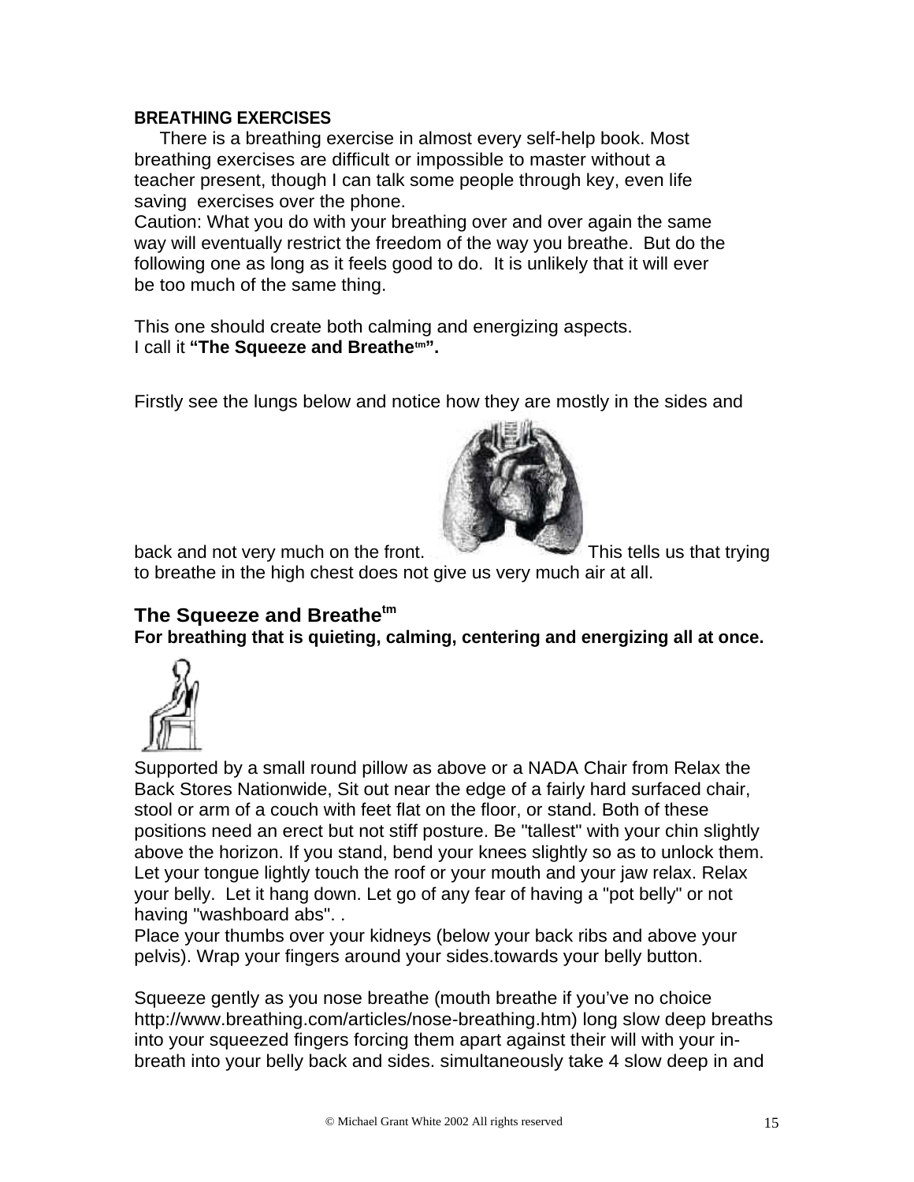**BREATHING EXERCISES**

There is a breathing exercise in almost every self-help book. Most breathing exercises are difficult or impossible to master without a teacher present, though I can talk some people through key, even life saving exercises over the phone.

Caution: What you do with your breathing over and over again the same way will eventually restrict the freedom of the way you breathe. But do the following one as long as it feels good to do. It is unlikely that it will ever be too much of the same thing.

This one should create both calming and energizing aspects.
I call it **"The Squeeze and Breathe™".**

Firstly see the lungs below and notice how they are mostly in the sides and back and not very much on the front. This tells us that trying to breathe in the high chest does not give us very much air at all.

## The Squeeze and Breathe™

**For breathing that is quieting, calming, centering and energizing all at once.**

Supported by a small round pillow as above or a NADA Chair from Relax the Back Stores Nationwide, Sit out near the edge of a fairly hard surfaced chair, stool or arm of a couch with feet flat on the floor, or stand. Both of these positions need an erect but not stiff posture. Be "tallest" with your chin slightly above the horizon. If you stand, bend your knees slightly so as to unlock them. Let your tongue lightly touch the roof or your mouth and your jaw relax. Relax your belly. Let it hang down. Let go of any fear of having a "pot belly" or not having "washboard abs". .

Place your thumbs over your kidneys (below your back ribs and above your pelvis). Wrap your fingers around your sides.towards your belly button.

Squeeze gently as you nose breathe (mouth breathe if you've no choice http://www.breathing.com/articles/nose-breathing.htm) long slow deep breaths into your squeezed fingers forcing them apart against their will with your in-breath into your belly back and sides. simultaneously take 4 slow deep in and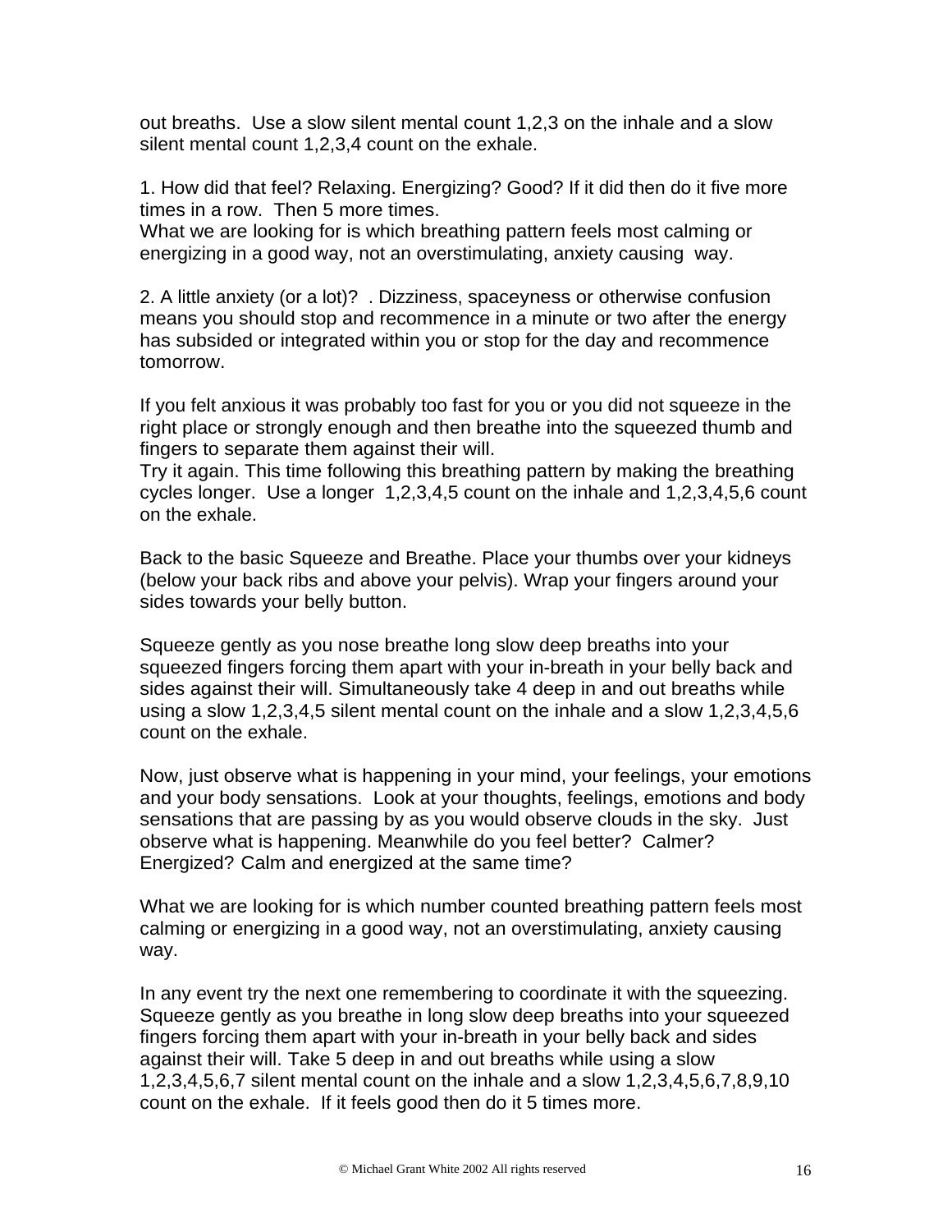out breaths. Use a slow silent mental count 1,2,3 on the inhale and a slow silent mental count 1,2,3,4 count on the exhale.

1. How did that feel? Relaxing. Energizing? Good? If it did then do it five more times in a row. Then 5 more times.
What we are looking for is which breathing pattern feels most calming or energizing in a good way, not an overstimulating, anxiety causing way.

2. A little anxiety (or a lot)? . Dizziness, spaceyness or otherwise confusion means you should stop and recommence in a minute or two after the energy has subsided or integrated within you or stop for the day and recommence tomorrow.

If you felt anxious it was probably too fast for you or you did not squeeze in the right place or strongly enough and then breathe into the squeezed thumb and fingers to separate them against their will.
Try it again. This time following this breathing pattern by making the breathing cycles longer. Use a longer 1,2,3,4,5 count on the inhale and 1,2,3,4,5,6 count on the exhale.

Back to the basic Squeeze and Breathe. Place your thumbs over your kidneys (below your back ribs and above your pelvis). Wrap your fingers around your sides towards your belly button.

Squeeze gently as you nose breathe long slow deep breaths into your squeezed fingers forcing them apart with your in-breath in your belly back and sides against their will. Simultaneously take 4 deep in and out breaths while using a slow 1,2,3,4,5 silent mental count on the inhale and a slow 1,2,3,4,5,6 count on the exhale.

Now, just observe what is happening in your mind, your feelings, your emotions and your body sensations. Look at your thoughts, feelings, emotions and body sensations that are passing by as you would observe clouds in the sky. Just observe what is happening. Meanwhile do you feel better? Calmer? Energized? Calm and energized at the same time?

What we are looking for is which number counted breathing pattern feels most calming or energizing in a good way, not an overstimulating, anxiety causing way.

In any event try the next one remembering to coordinate it with the squeezing. Squeeze gently as you breathe in long slow deep breaths into your squeezed fingers forcing them apart with your in-breath in your belly back and sides against their will. Take 5 deep in and out breaths while using a slow 1,2,3,4,5,6,7 silent mental count on the inhale and a slow 1,2,3,4,5,6,7,8,9,10 count on the exhale. If it feels good then do it 5 times more.

© Michael Grant White 2002 All rights reserved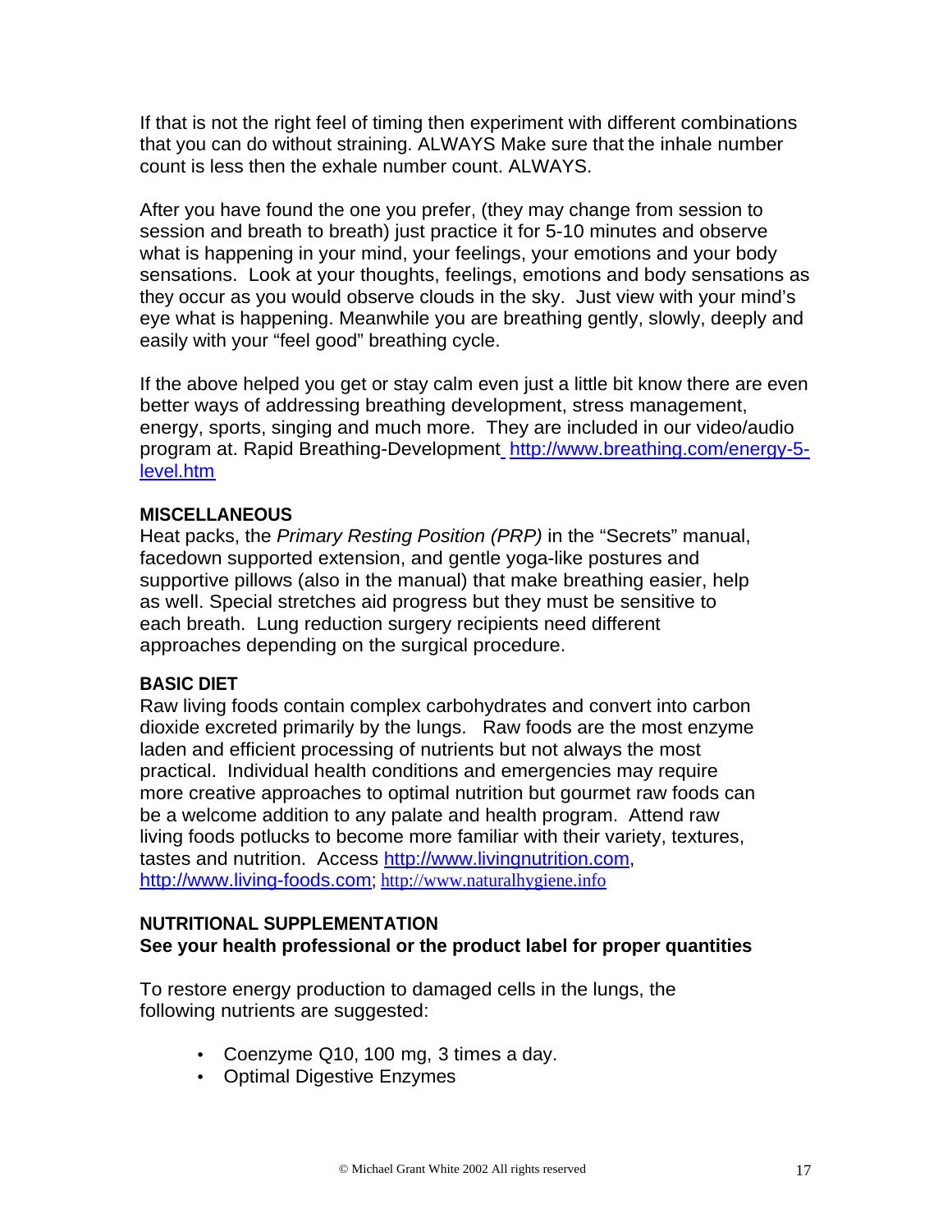If that is not the right feel of timing then experiment with different combinations that you can do without straining. ALWAYS Make sure that the inhale number count is less then the exhale number count. ALWAYS.

After you have found the one you prefer, (they may change from session to session and breath to breath) just practice it for 5-10 minutes and observe what is happening in your mind, your feelings, your emotions and your body sensations. Look at your thoughts, feelings, emotions and body sensations as they occur as you would observe clouds in the sky. Just view with your mind's eye what is happening. Meanwhile you are breathing gently, slowly, deeply and easily with your "feel good" breathing cycle.

If the above helped you get or stay calm even just a little bit know there are even better ways of addressing breathing development, stress management, energy, sports, singing and much more. They are included in our video/audio program at. Rapid Breathing-Development http://www.breathing.com/energy-5-level.htm

**MISCELLANEOUS**
Heat packs, the *Primary Resting Position (PRP)* in the "Secrets" manual, facedown supported extension, and gentle yoga-like postures and supportive pillows (also in the manual) that make breathing easier, help as well. Special stretches aid progress but they must be sensitive to each breath. Lung reduction surgery recipients need different approaches depending on the surgical procedure.

**BASIC DIET**
Raw living foods contain complex carbohydrates and convert into carbon dioxide excreted primarily by the lungs. Raw foods are the most enzyme laden and efficient processing of nutrients but not always the most practical. Individual health conditions and emergencies may require more creative approaches to optimal nutrition but gourmet raw foods can be a welcome addition to any palate and health program. Attend raw living foods potlucks to become more familiar with their variety, textures, tastes and nutrition. Access http://www.livingnutrition.com, http://www.living-foods.com; http://www.naturalhygiene.info

**NUTRITIONAL SUPPLEMENTATION**
**See your health professional or the product label for proper quantities**

To restore energy production to damaged cells in the lungs, the following nutrients are suggested:

- Coenzyme Q10, 100 mg, 3 times a day.
- Optimal Digestive Enzymes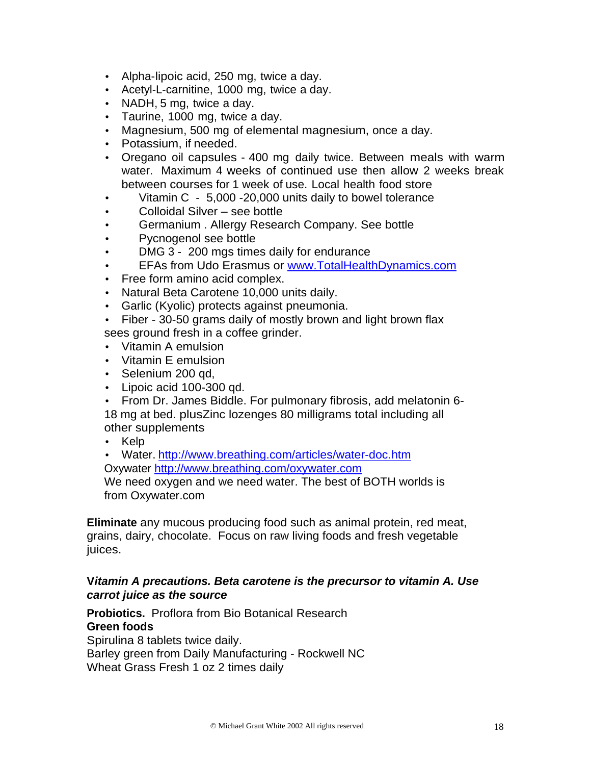- Alpha-lipoic acid, 250 mg, twice a day.
- Acetyl-L-carnitine, 1000 mg, twice a day.
- NADH, 5 mg, twice a day.
- Taurine, 1000 mg, twice a day.
- Magnesium, 500 mg of elemental magnesium, once a day.
- Potassium, if needed.
- Oregano oil capsules - 400 mg daily twice. Between meals with warm water. Maximum 4 weeks of continued use then allow 2 weeks break between courses for 1 week of use. Local health food store
- Vitamin C - 5,000 -20,000 units daily to bowel tolerance
- Colloidal Silver – see bottle
- Germanium . Allergy Research Company. See bottle
- Pycnogenol see bottle
- DMG 3 - 200 mgs times daily for endurance
- EFAs from Udo Erasmus or [www.TotalHealthDynamics.com](http://www.TotalHealthDynamics.com)
- Free form amino acid complex.
- Natural Beta Carotene 10,000 units daily.
- Garlic (Kyolic) protects against pneumonia.
- Fiber - 30-50 grams daily of mostly brown and light brown flax sees ground fresh in a coffee grinder.
- Vitamin A emulsion
- Vitamin E emulsion
- Selenium 200 qd,
- Lipoic acid 100-300 qd.
- From Dr. James Biddle. For pulmonary fibrosis, add melatonin 6-18 mg at bed. plusZinc lozenges 80 milligrams total including all other supplements
- Kelp
- Water. [http://www.breathing.com/articles/water-doc.htm](http://www.breathing.com/articles/water-doc.htm)
  Oxywater [http://www.breathing.com/oxywater.com](http://www.breathing.com/oxywater.com)
  We need oxygen and we need water. The best of BOTH worlds is from Oxywater.com

**Eliminate** any mucous producing food such as animal protein, red meat, grains, dairy, chocolate. Focus on raw living foods and fresh vegetable juices.

***Vitamin A precautions. Beta carotene is the precursor to vitamin A. Use carrot juice as the source***

**Probiotics.** Proflora from Bio Botanical Research
**Green foods**
Spirulina 8 tablets twice daily.
Barley green from Daily Manufacturing - Rockwell NC
Wheat Grass Fresh 1 oz 2 times daily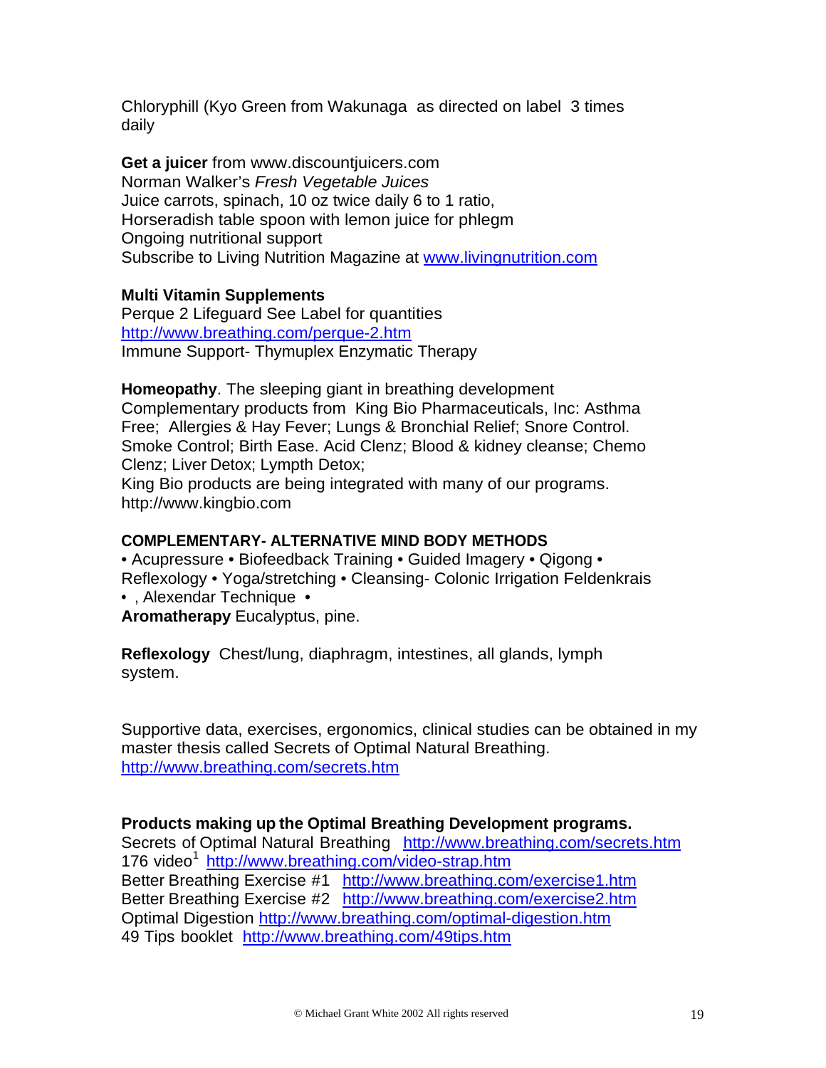Chloryphill (Kyo Green from Wakunaga as directed on label 3 times daily

**Get a juicer** from www.discountjuicers.com
Norman Walker's *Fresh Vegetable Juices*
Juice carrots, spinach, 10 oz twice daily 6 to 1 ratio,
Horseradish table spoon with lemon juice for phlegm
Ongoing nutritional support
Subscribe to Living Nutrition Magazine at www.livingnutrition.com

**Multi Vitamin Supplements**
Perque 2 Lifeguard See Label for quantities
http://www.breathing.com/perque-2.htm
Immune Support- Thymuplex Enzymatic Therapy

**Homeopathy**. The sleeping giant in breathing development
Complementary products from King Bio Pharmaceuticals, Inc: Asthma Free; Allergies & Hay Fever; Lungs & Bronchial Relief; Snore Control. Smoke Control; Birth Ease. Acid Clenz; Blood & kidney cleanse; Chemo Clenz; Liver Detox; Lympth Detox;
King Bio products are being integrated with many of our programs.
http://www.kingbio.com

**COMPLEMENTARY- ALTERNATIVE MIND BODY METHODS**
• Acupressure • Biofeedback Training • Guided Imagery • Qigong • Reflexology • Yoga/stretching • Cleansing- Colonic Irrigation Feldenkrais • , Alexendar Technique •
**Aromatherapy** Eucalyptus, pine.

**Reflexology** Chest/lung, diaphragm, intestines, all glands, lymph system.

Supportive data, exercises, ergonomics, clinical studies can be obtained in my master thesis called Secrets of Optimal Natural Breathing.
http://www.breathing.com/secrets.htm

**Products making up the Optimal Breathing Development programs.**
Secrets of Optimal Natural Breathing http://www.breathing.com/secrets.htm
176 video[1] http://www.breathing.com/video-strap.htm
Better Breathing Exercise #1 http://www.breathing.com/exercise1.htm
Better Breathing Exercise #2 http://www.breathing.com/exercise2.htm
Optimal Digestion http://www.breathing.com/optimal-digestion.htm
49 Tips booklet http://www.breathing.com/49tips.htm

© Michael Grant White 2002 All rights reserved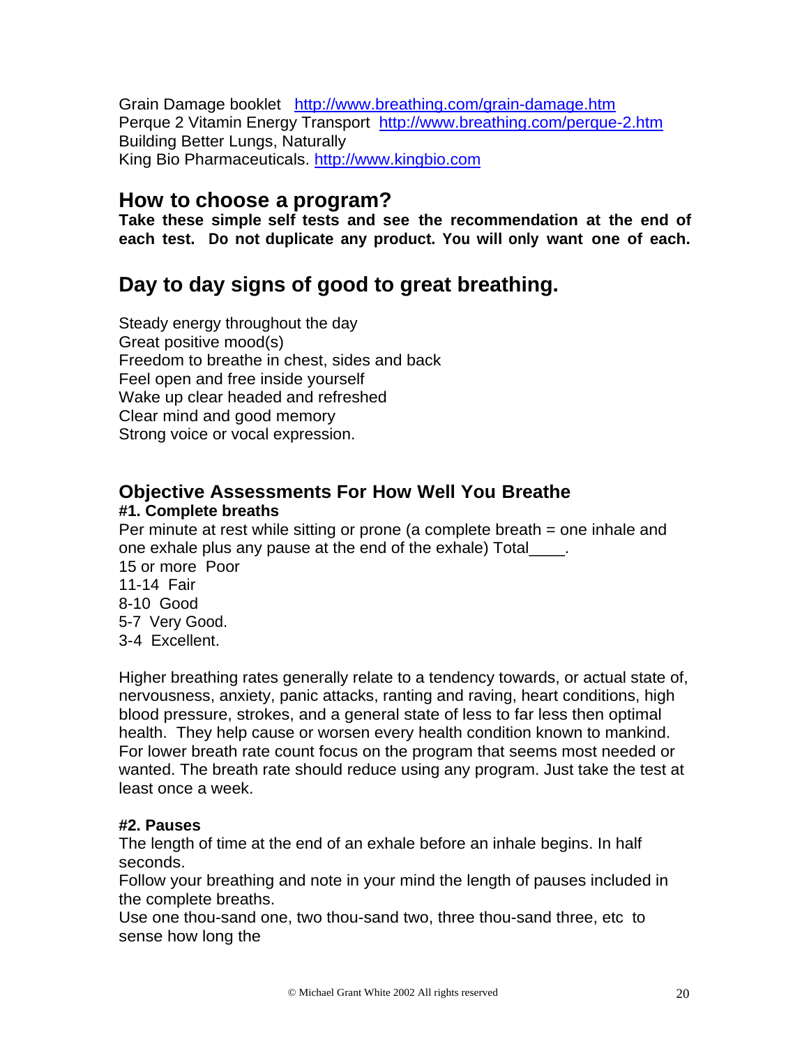Grain Damage booklet [http://www.breathing.com/grain-damage.htm](http://www.breathing.com/grain-damage.htm)
Perque 2 Vitamin Energy Transport [http://www.breathing.com/perque-2.htm](http://www.breathing.com/perque-2.htm)
Building Better Lungs, Naturally
King Bio Pharmaceuticals. [http://www.kingbio.com](http://www.kingbio.com)

## How to choose a program?

**Take these simple self tests and see the recommendation at the end of each test. Do not duplicate any product. You will only want one of each.**

## Day to day signs of good to great breathing.

Steady energy throughout the day
Great positive mood(s)
Freedom to breathe in chest, sides and back
Feel open and free inside yourself
Wake up clear headed and refreshed
Clear mind and good memory
Strong voice or vocal expression.

### Objective Assessments For How Well You Breathe

**#1. Complete breaths**

Per minute at rest while sitting or prone (a complete breath = one inhale and one exhale plus any pause at the end of the exhale) Total____.
15 or more Poor
11-14 Fair
8-10 Good
5-7 Very Good.
3-4 Excellent.

Higher breathing rates generally relate to a tendency towards, or actual state of, nervousness, anxiety, panic attacks, ranting and raving, heart conditions, high blood pressure, strokes, and a general state of less to far less then optimal health. They help cause or worsen every health condition known to mankind. For lower breath rate count focus on the program that seems most needed or wanted. The breath rate should reduce using any program. Just take the test at least once a week.

**#2. Pauses**

The length of time at the end of an exhale before an inhale begins. In half seconds.
Follow your breathing and note in your mind the length of pauses included in the complete breaths.
Use one thou-sand one, two thou-sand two, three thou-sand three, etc to sense how long the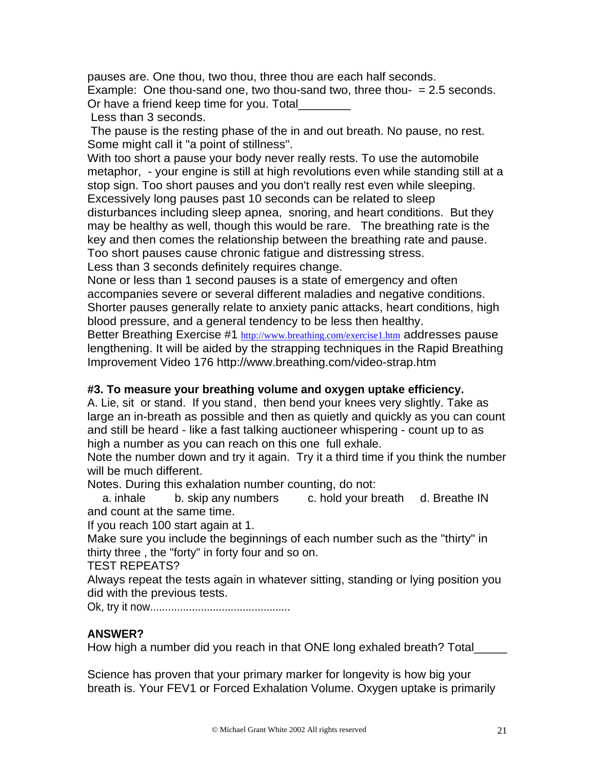pauses are. One thou, two thou, three thou are each half seconds.
Example: One thou-sand one, two thou-sand two, three thou- = 2.5 seconds.
Or have a friend keep time for you. Total________
Less than 3 seconds.
The pause is the resting phase of the in and out breath. No pause, no rest. Some might call it "a point of stillness".
With too short a pause your body never really rests. To use the automobile metaphor, - your engine is still at high revolutions even while standing still at a stop sign. Too short pauses and you don't really rest even while sleeping. Excessively long pauses past 10 seconds can be related to sleep disturbances including sleep apnea, snoring, and heart conditions. But they may be healthy as well, though this would be rare. The breathing rate is the key and then comes the relationship between the breathing rate and pause. Too short pauses cause chronic fatigue and distressing stress.
Less than 3 seconds definitely requires change.
None or less than 1 second pauses is a state of emergency and often accompanies severe or several different maladies and negative conditions. Shorter pauses generally relate to anxiety panic attacks, heart conditions, high blood pressure, and a general tendency to be less then healthy.
Better Breathing Exercise #1 http://www.breathing.com/exercise1.htm addresses pause lengthening. It will be aided by the strapping techniques in the Rapid Breathing Improvement Video 176 http://www.breathing.com/video-strap.htm

**#3. To measure your breathing volume and oxygen uptake efficiency.**
A. Lie, sit or stand. If you stand, then bend your knees very slightly. Take as large an in-breath as possible and then as quietly and quickly as you can count and still be heard - like a fast talking auctioneer whispering - count up to as high a number as you can reach on this one full exhale.
Note the number down and try it again. Try it a third time if you think the number will be much different.
Notes. During this exhalation number counting, do not:
a. inhale b. skip any numbers c. hold your breath d. Breathe IN and count at the same time.
If you reach 100 start again at 1.
Make sure you include the beginnings of each number such as the "thirty" in thirty three , the "forty" in forty four and so on.
TEST REPEATS?
Always repeat the tests again in whatever sitting, standing or lying position you did with the previous tests.
Ok, try it now...............................................

**ANSWER?**
How high a number did you reach in that ONE long exhaled breath? Total_____

Science has proven that your primary marker for longevity is how big your breath is. Your FEV1 or Forced Exhalation Volume. Oxygen uptake is primarily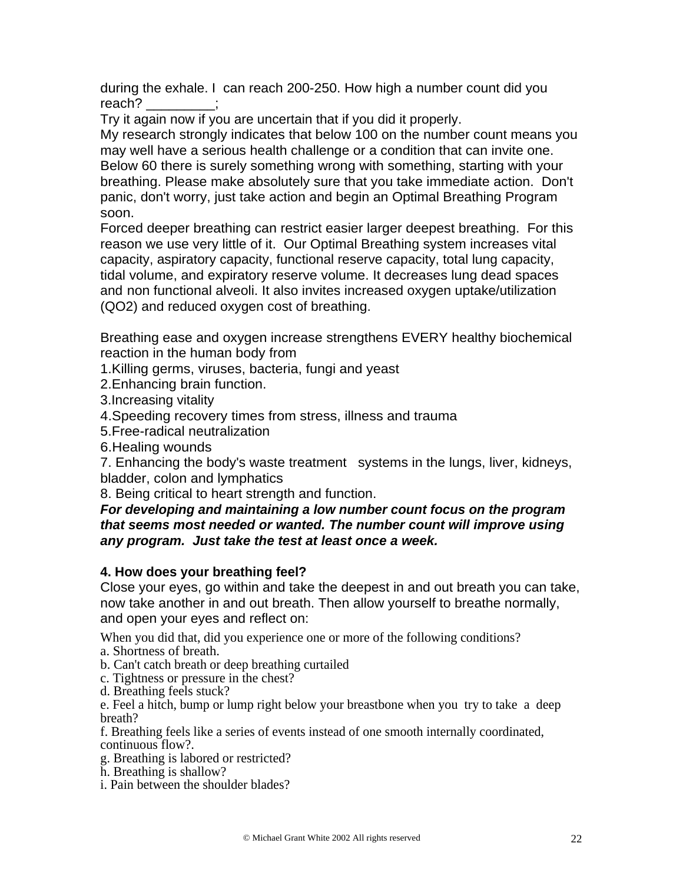during the exhale. I can reach 200-250. How high a number count did you reach? _________;

Try it again now if you are uncertain that if you did it properly.

My research strongly indicates that below 100 on the number count means you may well have a serious health challenge or a condition that can invite one. Below 60 there is surely something wrong with something, starting with your breathing. Please make absolutely sure that you take immediate action. Don't panic, don't worry, just take action and begin an Optimal Breathing Program soon.

Forced deeper breathing can restrict easier larger deepest breathing. For this reason we use very little of it. Our Optimal Breathing system increases vital capacity, aspiratory capacity, functional reserve capacity, total lung capacity, tidal volume, and expiratory reserve volume. It decreases lung dead spaces and non functional alveoli. It also invites increased oxygen uptake/utilization (QO2) and reduced oxygen cost of breathing.

Breathing ease and oxygen increase strengthens EVERY healthy biochemical reaction in the human body from

1. Killing germs, viruses, bacteria, fungi and yeast
2. Enhancing brain function.
3. Increasing vitality
4. Speeding recovery times from stress, illness and trauma
5. Free-radical neutralization
6. Healing wounds
7. Enhancing the body's waste treatment systems in the lungs, liver, kidneys, bladder, colon and lymphatics
8. Being critical to heart strength and function.

***For developing and maintaining a low number count focus on the program that seems most needed or wanted. The number count will improve using any program. Just take the test at least once a week.***

**4. How does your breathing feel?**

Close your eyes, go within and take the deepest in and out breath you can take, now take another in and out breath. Then allow yourself to breathe normally, and open your eyes and reflect on:

When you did that, did you experience one or more of the following conditions?

a. Shortness of breath.
b. Can't catch breath or deep breathing curtailed
c. Tightness or pressure in the chest?
d. Breathing feels stuck?
e. Feel a hitch, bump or lump right below your breastbone when you try to take a deep breath?
f. Breathing feels like a series of events instead of one smooth internally coordinated, continuous flow?.
g. Breathing is labored or restricted?
h. Breathing is shallow?
i. Pain between the shoulder blades?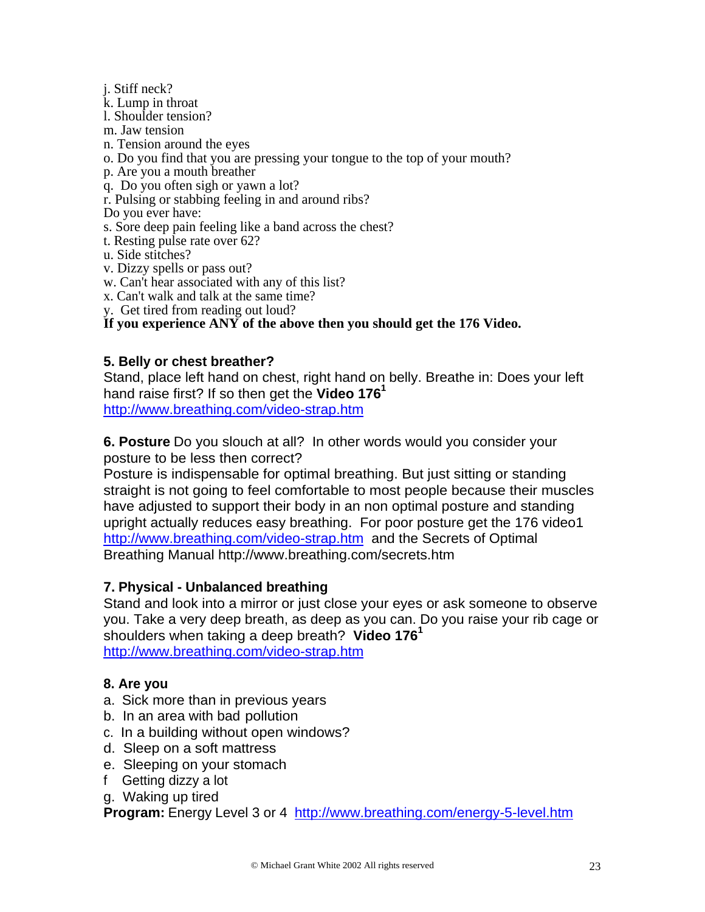j. Stiff neck?
k. Lump in throat
l. Shoulder tension?
m. Jaw tension
n. Tension around the eyes
o. Do you find that you are pressing your tongue to the top of your mouth?
p. Are you a mouth breather
q. Do you often sigh or yawn a lot?
r. Pulsing or stabbing feeling in and around ribs?
Do you ever have:
s. Sore deep pain feeling like a band across the chest?
t. Resting pulse rate over 62?
u. Side stitches?
v. Dizzy spells or pass out?
w. Can't hear associated with any of this list?
x. Can't walk and talk at the same time?
y. Get tired from reading out loud?
**If you experience ANY of the above then you should get the 176 Video.**

**5. Belly or chest breather?**
Stand, place left hand on chest, right hand on belly. Breathe in: Does your left hand raise first? If so then get the **Video 176**[1]
http://www.breathing.com/video-strap.htm

**6. Posture** Do you slouch at all? In other words would you consider your posture to be less then correct?
Posture is indispensable for optimal breathing. But just sitting or standing straight is not going to feel comfortable to most people because their muscles have adjusted to support their body in an non optimal posture and standing upright actually reduces easy breathing. For poor posture get the 176 video1 http://www.breathing.com/video-strap.htm and the Secrets of Optimal Breathing Manual http://www.breathing.com/secrets.htm

**7. Physical - Unbalanced breathing**
Stand and look into a mirror or just close your eyes or ask someone to observe you. Take a very deep breath, as deep as you can. Do you raise your rib cage or shoulders when taking a deep breath? **Video 176**[1]
http://www.breathing.com/video-strap.htm

**8. Are you**
a. Sick more than in previous years
b. In an area with bad pollution
c. In a building without open windows?
d. Sleep on a soft mattress
e. Sleeping on your stomach
f Getting dizzy a lot
g. Waking up tired
**Program:** Energy Level 3 or 4 http://www.breathing.com/energy-5-level.htm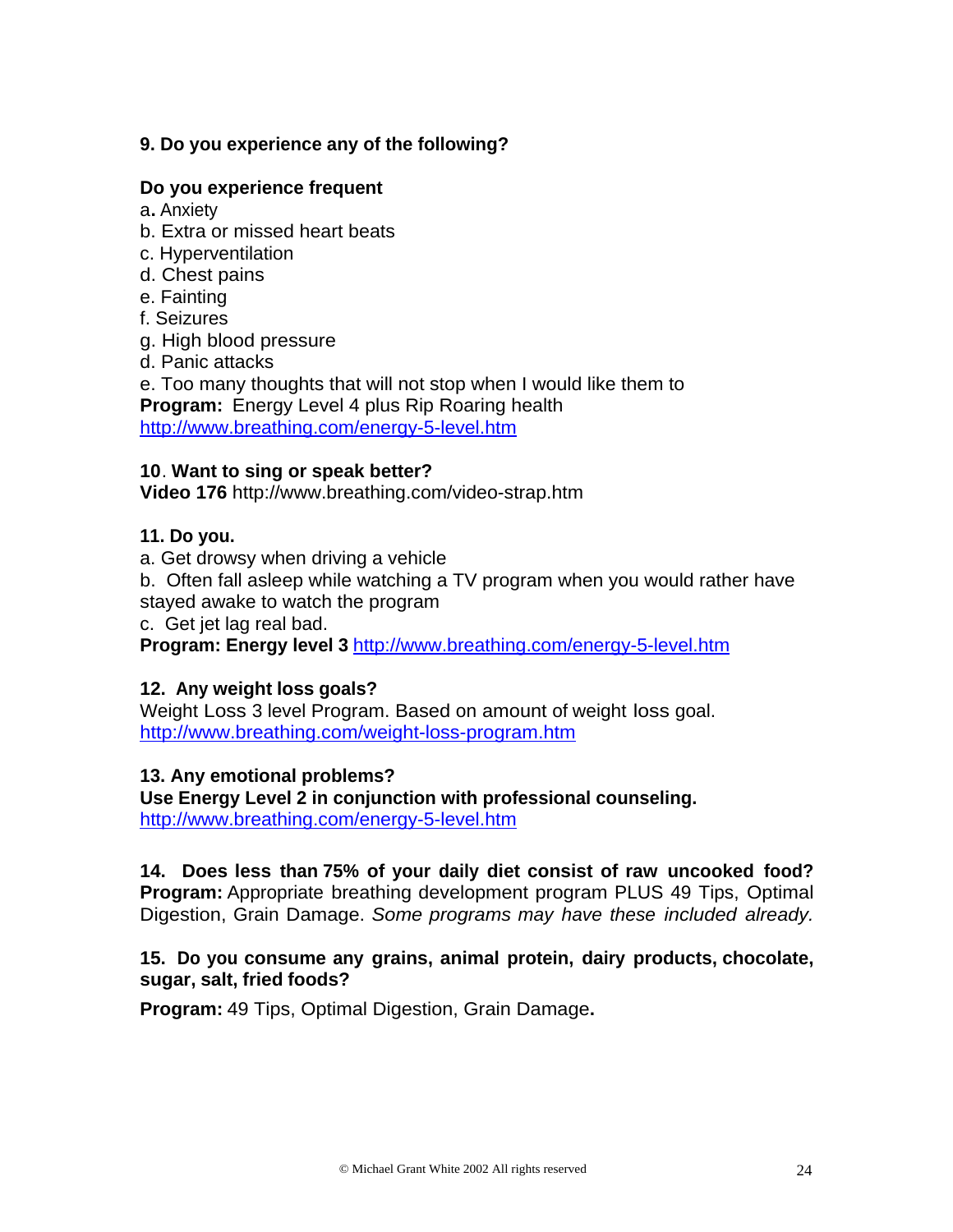**9. Do you experience any of the following?**

**Do you experience frequent**

a**.** Anxiety
b. Extra or missed heart beats
c. Hyperventilation
d. Chest pains
e. Fainting
f. Seizures
g. High blood pressure
d. Panic attacks
e. Too many thoughts that will not stop when I would like them to
**Program:** Energy Level 4 plus Rip Roaring health
http://www.breathing.com/energy-5-level.htm

**10**. **Want to sing or speak better?**
**Video 176** http://www.breathing.com/video-strap.htm

**11. Do you.**

a. Get drowsy when driving a vehicle
b. Often fall asleep while watching a TV program when you would rather have stayed awake to watch the program
c. Get jet lag real bad.
**Program: Energy level 3** http://www.breathing.com/energy-5-level.htm

**12. Any weight loss goals?**
Weight Loss 3 level Program. Based on amount of weight loss goal.
http://www.breathing.com/weight-loss-program.htm

**13. Any emotional problems?**
**Use Energy Level 2 in conjunction with professional counseling.**
http://www.breathing.com/energy-5-level.htm

**14. Does less than 75% of your daily diet consist of raw uncooked food?**
**Program:** Appropriate breathing development program PLUS 49 Tips, Optimal Digestion, Grain Damage. *Some programs may have these included already.*

**15. Do you consume any grains, animal protein, dairy products, chocolate, sugar, salt, fried foods?**

**Program:** 49 Tips, Optimal Digestion, Grain Damage**.**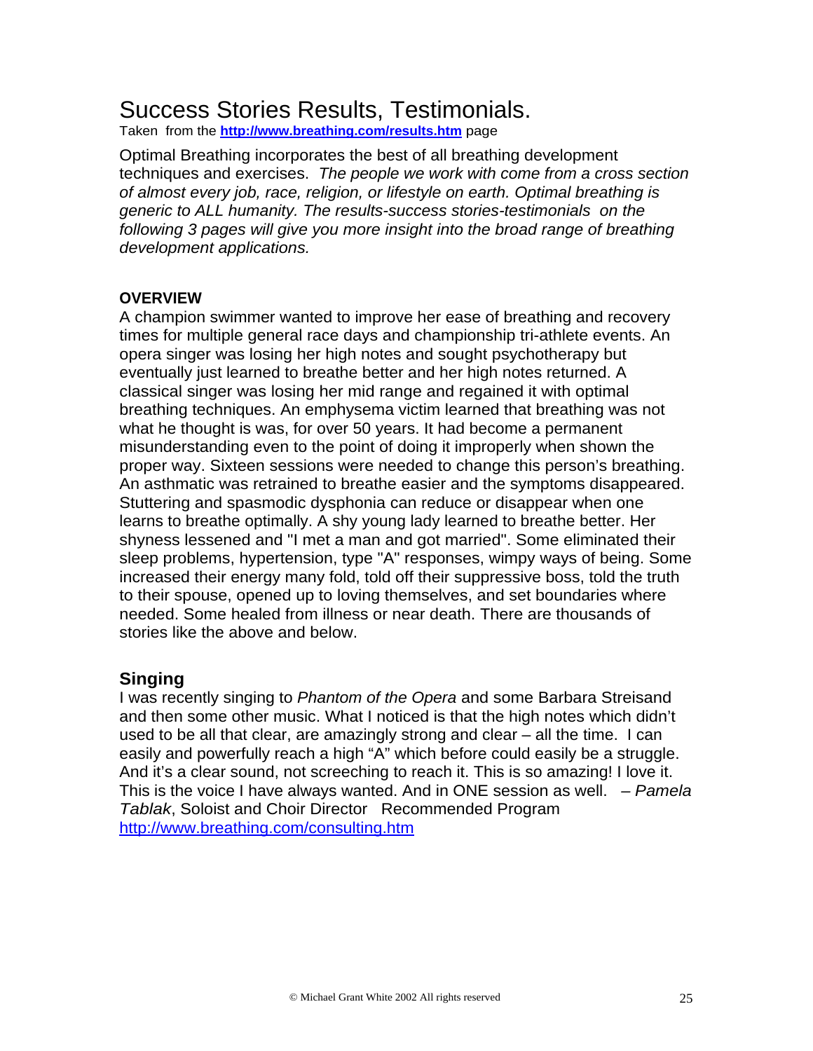# Success Stories Results, Testimonials.

Taken from the **http://www.breathing.com/results.htm** page

Optimal Breathing incorporates the best of all breathing development techniques and exercises. *The people we work with come from a cross section of almost every job, race, religion, or lifestyle on earth. Optimal breathing is generic to ALL humanity. The results-success stories-testimonials on the following 3 pages will give you more insight into the broad range of breathing development applications.*

**OVERVIEW**

A champion swimmer wanted to improve her ease of breathing and recovery times for multiple general race days and championship tri-athlete events. An opera singer was losing her high notes and sought psychotherapy but eventually just learned to breathe better and her high notes returned. A classical singer was losing her mid range and regained it with optimal breathing techniques. An emphysema victim learned that breathing was not what he thought is was, for over 50 years. It had become a permanent misunderstanding even to the point of doing it improperly when shown the proper way. Sixteen sessions were needed to change this person's breathing. An asthmatic was retrained to breathe easier and the symptoms disappeared. Stuttering and spasmodic dysphonia can reduce or disappear when one learns to breathe optimally. A shy young lady learned to breathe better. Her shyness lessened and "I met a man and got married". Some eliminated their sleep problems, hypertension, type "A" responses, wimpy ways of being. Some increased their energy many fold, told off their suppressive boss, told the truth to their spouse, opened up to loving themselves, and set boundaries where needed. Some healed from illness or near death. There are thousands of stories like the above and below.

## Singing

I was recently singing to *Phantom of the Opera* and some Barbara Streisand and then some other music. What I noticed is that the high notes which didn't used to be all that clear, are amazingly strong and clear – all the time. I can easily and powerfully reach a high "A" which before could easily be a struggle. And it's a clear sound, not screeching to reach it. This is so amazing! I love it. This is the voice I have always wanted. And in ONE session as well. – *Pamela Tablak*, Soloist and Choir Director Recommended Program http://www.breathing.com/consulting.htm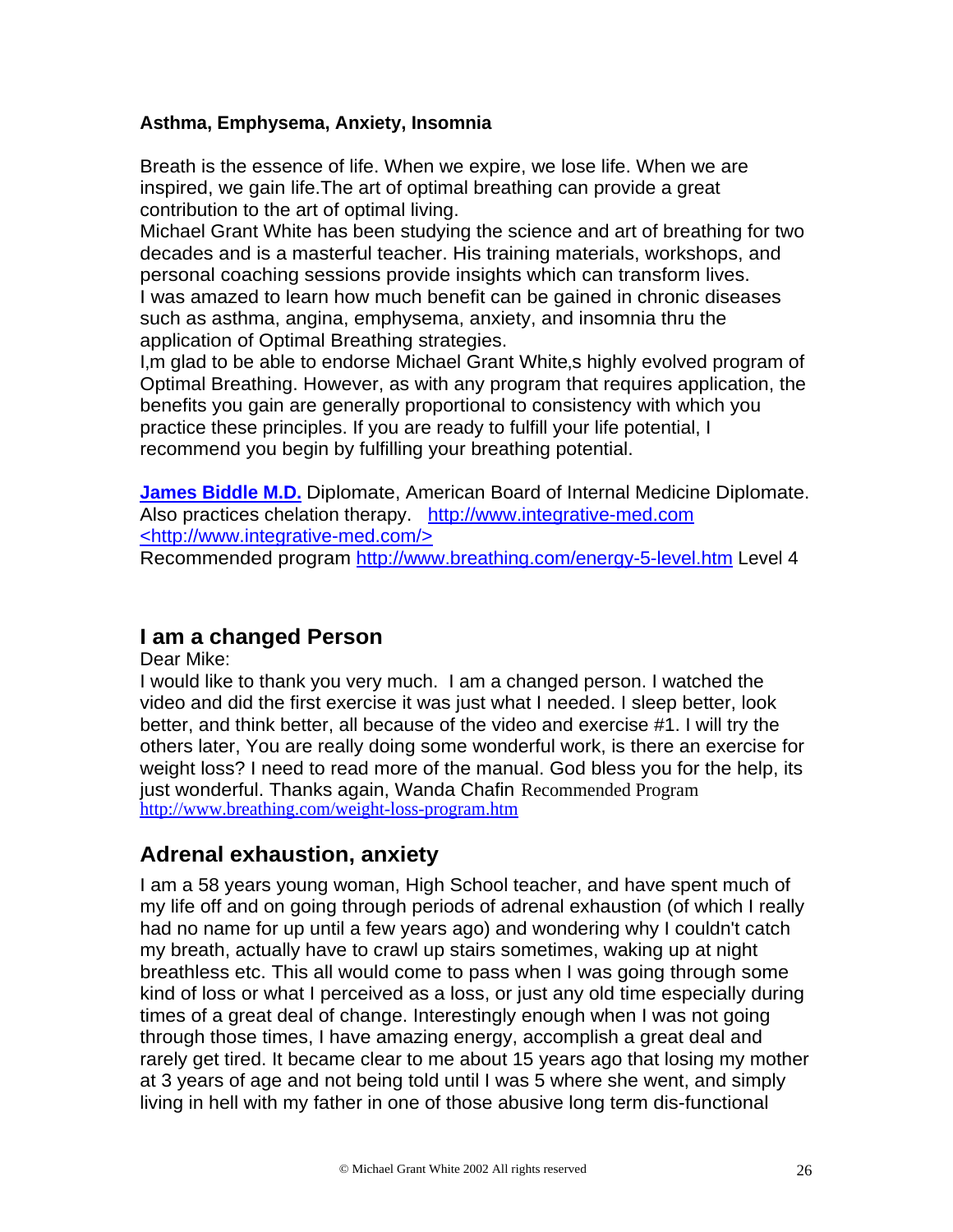**Asthma, Emphysema, Anxiety, Insomnia**

Breath is the essence of life. When we expire, we lose life. When we are inspired, we gain life.The art of optimal breathing can provide a great contribution to the art of optimal living.
Michael Grant White has been studying the science and art of breathing for two decades and is a masterful teacher. His training materials, workshops, and personal coaching sessions provide insights which can transform lives.
I was amazed to learn how much benefit can be gained in chronic diseases such as asthma, angina, emphysema, anxiety, and insomnia thru the application of Optimal Breathing strategies.
I,m glad to be able to endorse Michael Grant White,s highly evolved program of Optimal Breathing. However, as with any program that requires application, the benefits you gain are generally proportional to consistency with which you practice these principles. If you are ready to fulfill your life potential, I recommend you begin by fulfilling your breathing potential.

**James Biddle M.D.** Diplomate, American Board of Internal Medicine Diplomate. Also practices chelation therapy. http://www.integrative-med.com <http://www.integrative-med.com/>
Recommended program http://www.breathing.com/energy-5-level.htm Level 4

## I am a changed Person

Dear Mike:
I would like to thank you very much. I am a changed person. I watched the video and did the first exercise it was just what I needed. I sleep better, look better, and think better, all because of the video and exercise #1. I will try the others later, You are really doing some wonderful work, is there an exercise for weight loss? I need to read more of the manual. God bless you for the help, its just wonderful. Thanks again, Wanda Chafin Recommended Program http://www.breathing.com/weight-loss-program.htm

## Adrenal exhaustion, anxiety

I am a 58 years young woman, High School teacher, and have spent much of my life off and on going through periods of adrenal exhaustion (of which I really had no name for up until a few years ago) and wondering why I couldn't catch my breath, actually have to crawl up stairs sometimes, waking up at night breathless etc. This all would come to pass when I was going through some kind of loss or what I perceived as a loss, or just any old time especially during times of a great deal of change. Interestingly enough when I was not going through those times, I have amazing energy, accomplish a great deal and rarely get tired. It became clear to me about 15 years ago that losing my mother at 3 years of age and not being told until I was 5 where she went, and simply living in hell with my father in one of those abusive long term dis-functional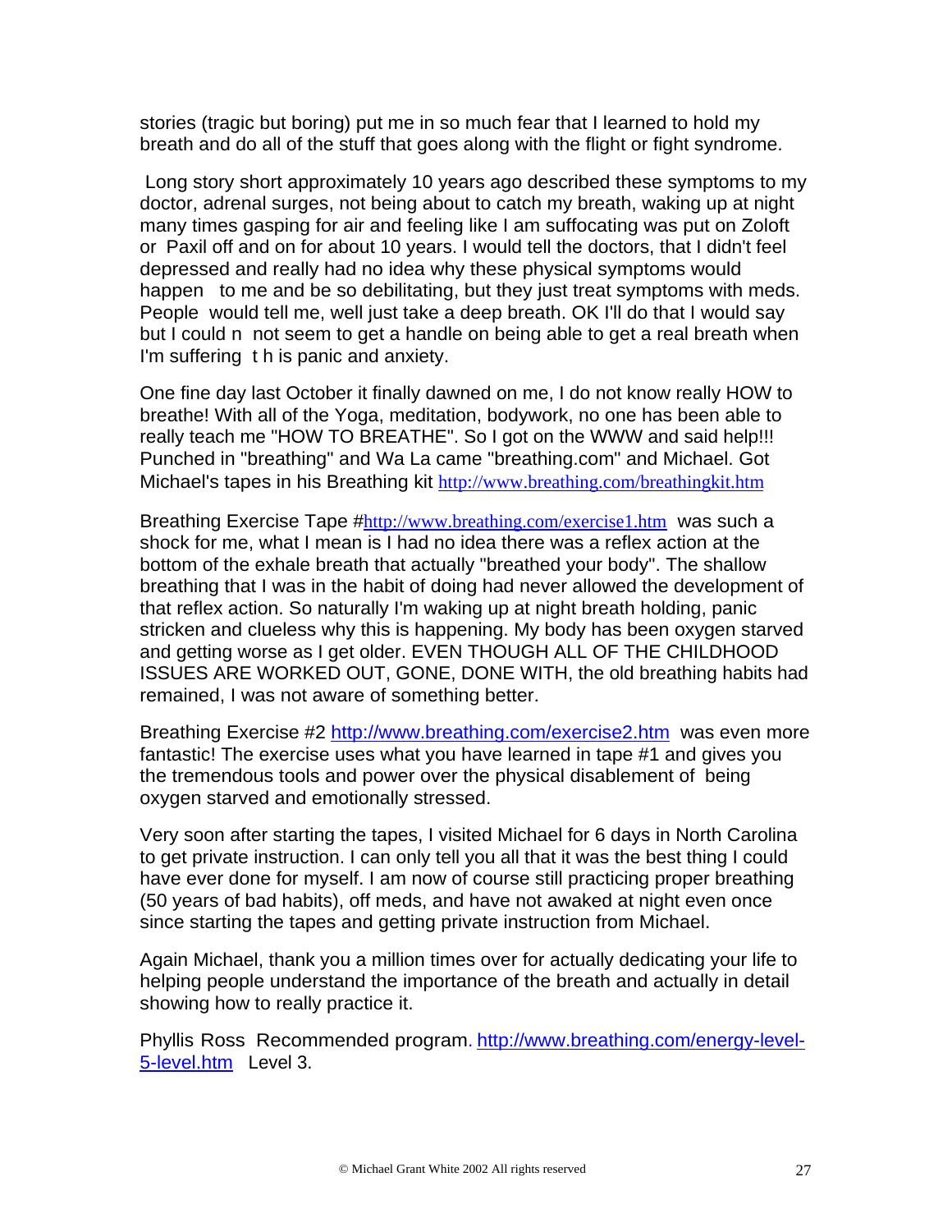stories (tragic but boring) put me in so much fear that I learned to hold my breath and do all of the stuff that goes along with the flight or fight syndrome.

Long story short approximately 10 years ago described these symptoms to my doctor, adrenal surges, not being about to catch my breath, waking up at night many times gasping for air and feeling like I am suffocating was put on Zoloft or Paxil off and on for about 10 years. I would tell the doctors, that I didn't feel depressed and really had no idea why these physical symptoms would happen to me and be so debilitating, but they just treat symptoms with meds. People would tell me, well just take a deep breath. OK I'll do that I would say but I could n not seem to get a handle on being able to get a real breath when I'm suffering t h is panic and anxiety.

One fine day last October it finally dawned on me, I do not know really HOW to breathe! With all of the Yoga, meditation, bodywork, no one has been able to really teach me "HOW TO BREATHE". So I got on the WWW and said help!!! Punched in "breathing" and Wa La came "breathing.com" and Michael. Got Michael's tapes in his Breathing kit http://www.breathing.com/breathingkit.htm

Breathing Exercise Tape #http://www.breathing.com/exercise1.htm was such a shock for me, what I mean is I had no idea there was a reflex action at the bottom of the exhale breath that actually "breathed your body". The shallow breathing that I was in the habit of doing had never allowed the development of that reflex action. So naturally I'm waking up at night breath holding, panic stricken and clueless why this is happening. My body has been oxygen starved and getting worse as I get older. EVEN THOUGH ALL OF THE CHILDHOOD ISSUES ARE WORKED OUT, GONE, DONE WITH, the old breathing habits had remained, I was not aware of something better.

Breathing Exercise #2 http://www.breathing.com/exercise2.htm was even more fantastic! The exercise uses what you have learned in tape #1 and gives you the tremendous tools and power over the physical disablement of being oxygen starved and emotionally stressed.

Very soon after starting the tapes, I visited Michael for 6 days in North Carolina to get private instruction. I can only tell you all that it was the best thing I could have ever done for myself. I am now of course still practicing proper breathing (50 years of bad habits), off meds, and have not awaked at night even once since starting the tapes and getting private instruction from Michael.

Again Michael, thank you a million times over for actually dedicating your life to helping people understand the importance of the breath and actually in detail showing how to really practice it.

Phyllis Ross Recommended program. http://www.breathing.com/energy-level-5-level.htm Level 3.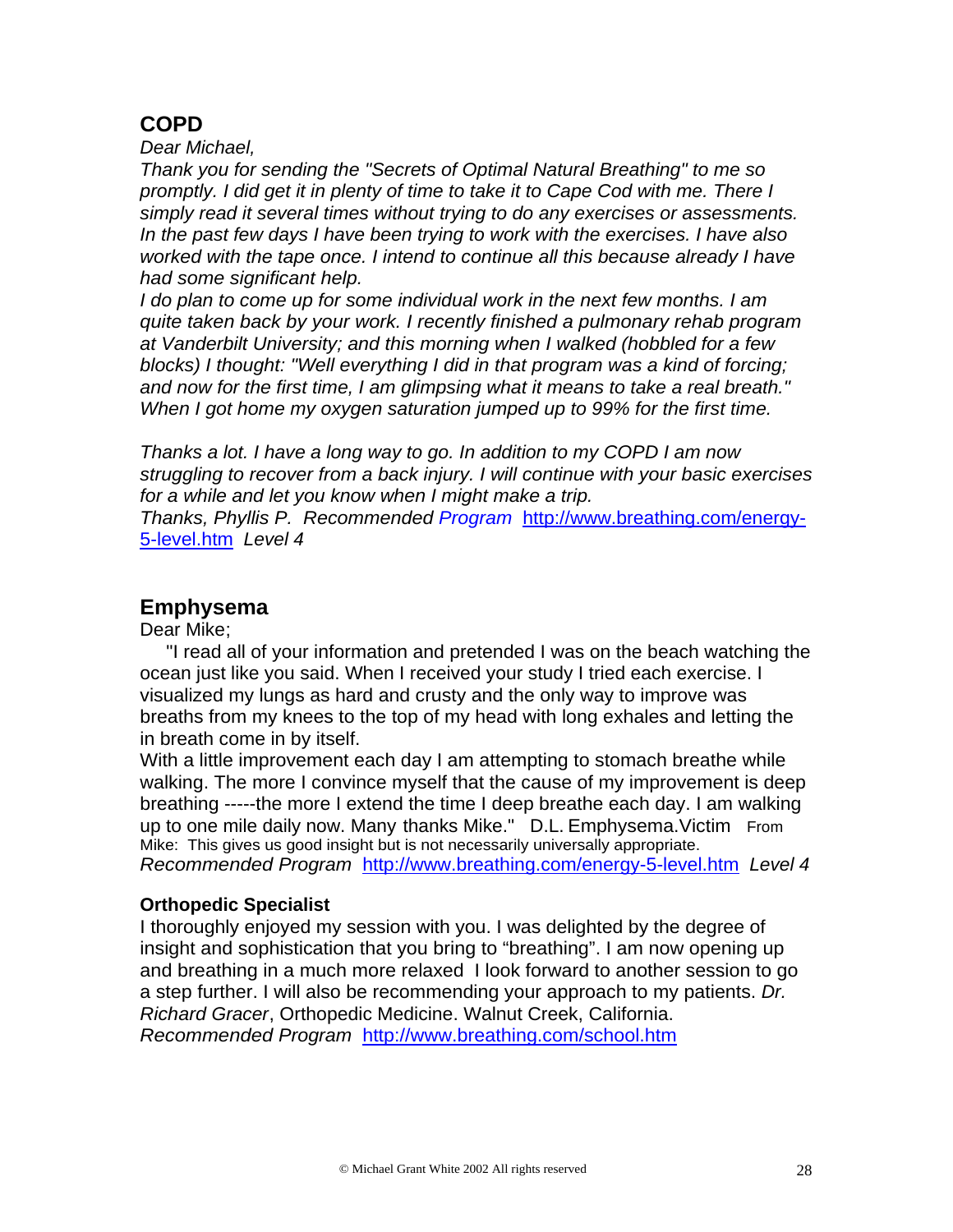## COPD

*Dear Michael,*

*Thank you for sending the "Secrets of Optimal Natural Breathing" to me so promptly. I did get it in plenty of time to take it to Cape Cod with me. There I simply read it several times without trying to do any exercises or assessments. In the past few days I have been trying to work with the exercises. I have also worked with the tape once. I intend to continue all this because already I have had some significant help.*

*I do plan to come up for some individual work in the next few months. I am quite taken back by your work. I recently finished a pulmonary rehab program at Vanderbilt University; and this morning when I walked (hobbled for a few blocks) I thought: "Well everything I did in that program was a kind of forcing; and now for the first time, I am glimpsing what it means to take a real breath." When I got home my oxygen saturation jumped up to 99% for the first time.*

*Thanks a lot. I have a long way to go. In addition to my COPD I am now struggling to recover from a back injury. I will continue with your basic exercises for a while and let you know when I might make a trip.*

*Thanks, Phyllis P. Recommended Program* http://www.breathing.com/energy-5-level.htm *Level 4*

## Emphysema

Dear Mike;

"I read all of your information and pretended I was on the beach watching the ocean just like you said. When I received your study I tried each exercise. I visualized my lungs as hard and crusty and the only way to improve was breaths from my knees to the top of my head with long exhales and letting the in breath come in by itself.

With a little improvement each day I am attempting to stomach breathe while walking. The more I convince myself that the cause of my improvement is deep breathing -----the more I extend the time I deep breathe each day. I am walking up to one mile daily now. Many thanks Mike." D.L. Emphysema.Victim From Mike: This gives us good insight but is not necessarily universally appropriate.

*Recommended Program* http://www.breathing.com/energy-5-level.htm *Level 4*

### Orthopedic Specialist

I thoroughly enjoyed my session with you. I was delighted by the degree of insight and sophistication that you bring to "breathing". I am now opening up and breathing in a much more relaxed I look forward to another session to go a step further. I will also be recommending your approach to my patients. *Dr. Richard Gracer*, Orthopedic Medicine. Walnut Creek, California.

*Recommended Program* http://www.breathing.com/school.htm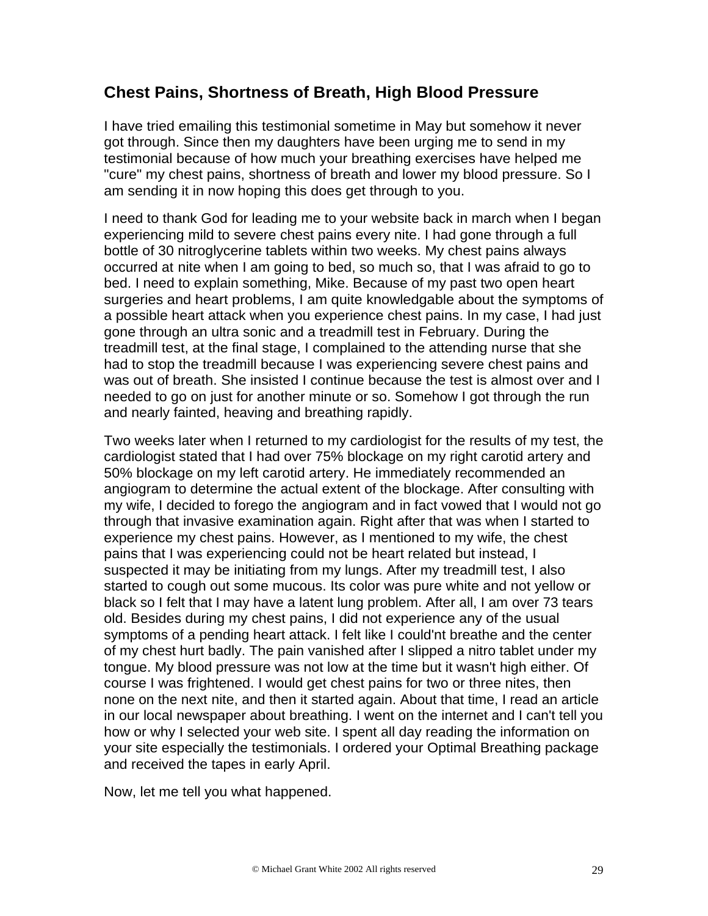## Chest Pains, Shortness of Breath, High Blood Pressure

I have tried emailing this testimonial sometime in May but somehow it never got through. Since then my daughters have been urging me to send in my testimonial because of how much your breathing exercises have helped me "cure" my chest pains, shortness of breath and lower my blood pressure. So I am sending it in now hoping this does get through to you.

I need to thank God for leading me to your website back in march when I began experiencing mild to severe chest pains every nite. I had gone through a full bottle of 30 nitroglycerine tablets within two weeks. My chest pains always occurred at nite when I am going to bed, so much so, that I was afraid to go to bed. I need to explain something, Mike. Because of my past two open heart surgeries and heart problems, I am quite knowledgable about the symptoms of a possible heart attack when you experience chest pains. In my case, I had just gone through an ultra sonic and a treadmill test in February. During the treadmill test, at the final stage, I complained to the attending nurse that she had to stop the treadmill because I was experiencing severe chest pains and was out of breath. She insisted I continue because the test is almost over and I needed to go on just for another minute or so. Somehow I got through the run and nearly fainted, heaving and breathing rapidly.

Two weeks later when I returned to my cardiologist for the results of my test, the cardiologist stated that I had over 75% blockage on my right carotid artery and 50% blockage on my left carotid artery. He immediately recommended an angiogram to determine the actual extent of the blockage. After consulting with my wife, I decided to forego the angiogram and in fact vowed that I would not go through that invasive examination again. Right after that was when I started to experience my chest pains. However, as I mentioned to my wife, the chest pains that I was experiencing could not be heart related but instead, I suspected it may be initiating from my lungs. After my treadmill test, I also started to cough out some mucous. Its color was pure white and not yellow or black so I felt that I may have a latent lung problem. After all, I am over 73 tears old. Besides during my chest pains, I did not experience any of the usual symptoms of a pending heart attack. I felt like I could'nt breathe and the center of my chest hurt badly. The pain vanished after I slipped a nitro tablet under my tongue. My blood pressure was not low at the time but it wasn't high either. Of course I was frightened. I would get chest pains for two or three nites, then none on the next nite, and then it started again. About that time, I read an article in our local newspaper about breathing. I went on the internet and I can't tell you how or why I selected your web site. I spent all day reading the information on your site especially the testimonials. I ordered your Optimal Breathing package and received the tapes in early April.

Now, let me tell you what happened.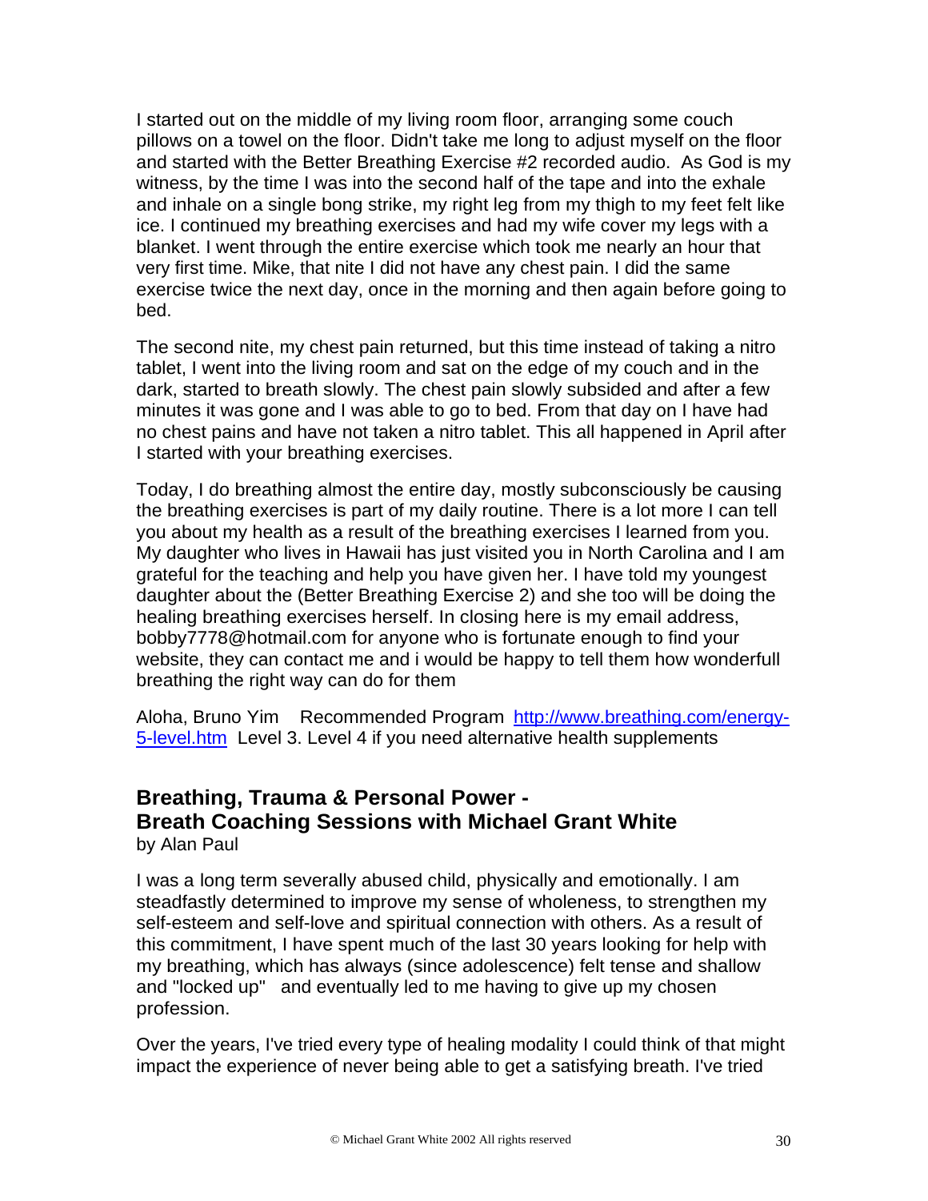I started out on the middle of my living room floor, arranging some couch pillows on a towel on the floor. Didn't take me long to adjust myself on the floor and started with the Better Breathing Exercise #2 recorded audio. As God is my witness, by the time I was into the second half of the tape and into the exhale and inhale on a single bong strike, my right leg from my thigh to my feet felt like ice. I continued my breathing exercises and had my wife cover my legs with a blanket. I went through the entire exercise which took me nearly an hour that very first time. Mike, that nite I did not have any chest pain. I did the same exercise twice the next day, once in the morning and then again before going to bed.

The second nite, my chest pain returned, but this time instead of taking a nitro tablet, I went into the living room and sat on the edge of my couch and in the dark, started to breath slowly. The chest pain slowly subsided and after a few minutes it was gone and I was able to go to bed. From that day on I have had no chest pains and have not taken a nitro tablet. This all happened in April after I started with your breathing exercises.

Today, I do breathing almost the entire day, mostly subconsciously be causing the breathing exercises is part of my daily routine. There is a lot more I can tell you about my health as a result of the breathing exercises I learned from you. My daughter who lives in Hawaii has just visited you in North Carolina and I am grateful for the teaching and help you have given her. I have told my youngest daughter about the (Better Breathing Exercise 2) and she too will be doing the healing breathing exercises herself. In closing here is my email address, bobby7778@hotmail.com for anyone who is fortunate enough to find your website, they can contact me and i would be happy to tell them how wonderfull breathing the right way can do for them

Aloha, Bruno Yim   Recommended Program [http://www.breathing.com/energy-5-level.htm](http://www.breathing.com/energy-5-level.htm) Level 3. Level 4 if you need alternative health supplements

## Breathing, Trauma & Personal Power - Breath Coaching Sessions with Michael Grant White

by Alan Paul

I was a long term severally abused child, physically and emotionally. I am steadfastly determined to improve my sense of wholeness, to strengthen my self-esteem and self-love and spiritual connection with others. As a result of this commitment, I have spent much of the last 30 years looking for help with my breathing, which has always (since adolescence) felt tense and shallow and "locked up" and eventually led to me having to give up my chosen profession.

Over the years, I've tried every type of healing modality I could think of that might impact the experience of never being able to get a satisfying breath. I've tried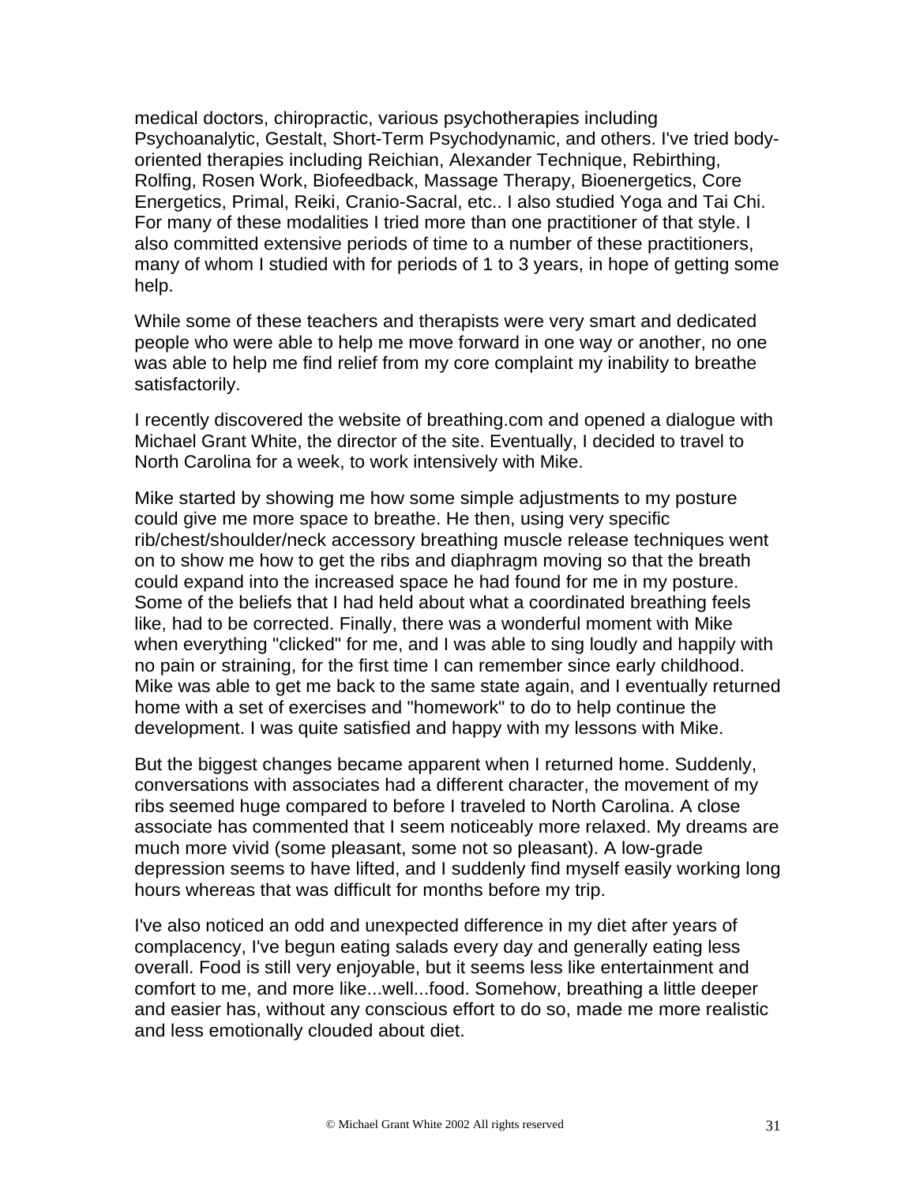medical doctors, chiropractic, various psychotherapies including Psychoanalytic, Gestalt, Short-Term Psychodynamic, and others. I've tried body-oriented therapies including Reichian, Alexander Technique, Rebirthing, Rolfing, Rosen Work, Biofeedback, Massage Therapy, Bioenergetics, Core Energetics, Primal, Reiki, Cranio-Sacral, etc.. I also studied Yoga and Tai Chi. For many of these modalities I tried more than one practitioner of that style. I also committed extensive periods of time to a number of these practitioners, many of whom I studied with for periods of 1 to 3 years, in hope of getting some help.

While some of these teachers and therapists were very smart and dedicated people who were able to help me move forward in one way or another, no one was able to help me find relief from my core complaint my inability to breathe satisfactorily.

I recently discovered the website of breathing.com and opened a dialogue with Michael Grant White, the director of the site. Eventually, I decided to travel to North Carolina for a week, to work intensively with Mike.

Mike started by showing me how some simple adjustments to my posture could give me more space to breathe. He then, using very specific rib/chest/shoulder/neck accessory breathing muscle release techniques went on to show me how to get the ribs and diaphragm moving so that the breath could expand into the increased space he had found for me in my posture. Some of the beliefs that I had held about what a coordinated breathing feels like, had to be corrected. Finally, there was a wonderful moment with Mike when everything "clicked" for me, and I was able to sing loudly and happily with no pain or straining, for the first time I can remember since early childhood. Mike was able to get me back to the same state again, and I eventually returned home with a set of exercises and "homework" to do to help continue the development. I was quite satisfied and happy with my lessons with Mike.

But the biggest changes became apparent when I returned home. Suddenly, conversations with associates had a different character, the movement of my ribs seemed huge compared to before I traveled to North Carolina. A close associate has commented that I seem noticeably more relaxed. My dreams are much more vivid (some pleasant, some not so pleasant). A low-grade depression seems to have lifted, and I suddenly find myself easily working long hours whereas that was difficult for months before my trip.

I've also noticed an odd and unexpected difference in my diet after years of complacency, I've begun eating salads every day and generally eating less overall. Food is still very enjoyable, but it seems less like entertainment and comfort to me, and more like...well...food. Somehow, breathing a little deeper and easier has, without any conscious effort to do so, made me more realistic and less emotionally clouded about diet.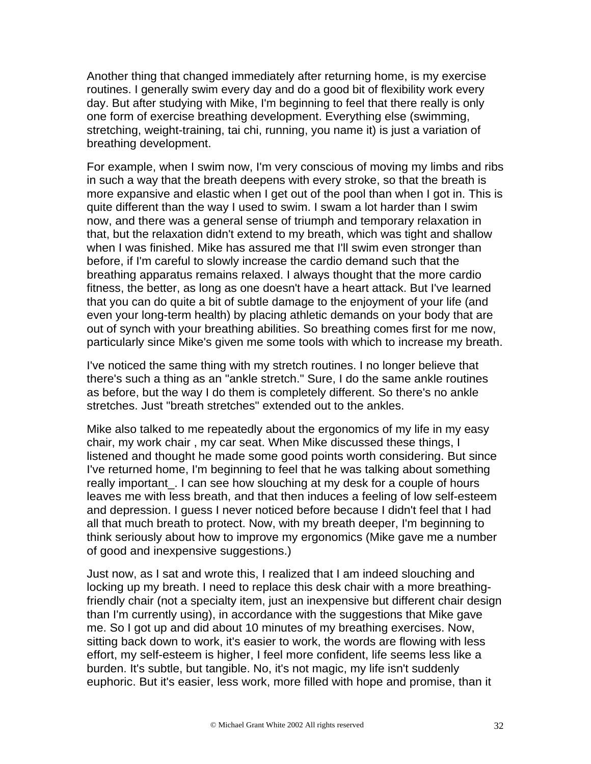Another thing that changed immediately after returning home, is my exercise routines. I generally swim every day and do a good bit of flexibility work every day. But after studying with Mike, I'm beginning to feel that there really is only one form of exercise breathing development. Everything else (swimming, stretching, weight-training, tai chi, running, you name it) is just a variation of breathing development.

For example, when I swim now, I'm very conscious of moving my limbs and ribs in such a way that the breath deepens with every stroke, so that the breath is more expansive and elastic when I get out of the pool than when I got in. This is quite different than the way I used to swim. I swam a lot harder than I swim now, and there was a general sense of triumph and temporary relaxation in that, but the relaxation didn't extend to my breath, which was tight and shallow when I was finished. Mike has assured me that I'll swim even stronger than before, if I'm careful to slowly increase the cardio demand such that the breathing apparatus remains relaxed. I always thought that the more cardio fitness, the better, as long as one doesn't have a heart attack. But I've learned that you can do quite a bit of subtle damage to the enjoyment of your life (and even your long-term health) by placing athletic demands on your body that are out of synch with your breathing abilities. So breathing comes first for me now, particularly since Mike's given me some tools with which to increase my breath.

I've noticed the same thing with my stretch routines. I no longer believe that there's such a thing as an "ankle stretch." Sure, I do the same ankle routines as before, but the way I do them is completely different. So there's no ankle stretches. Just "breath stretches" extended out to the ankles.

Mike also talked to me repeatedly about the ergonomics of my life in my easy chair, my work chair , my car seat. When Mike discussed these things, I listened and thought he made some good points worth considering. But since I've returned home, I'm beginning to feel that he was talking about something really important_. I can see how slouching at my desk for a couple of hours leaves me with less breath, and that then induces a feeling of low self-esteem and depression. I guess I never noticed before because I didn't feel that I had all that much breath to protect. Now, with my breath deeper, I'm beginning to think seriously about how to improve my ergonomics (Mike gave me a number of good and inexpensive suggestions.)

Just now, as I sat and wrote this, I realized that I am indeed slouching and locking up my breath. I need to replace this desk chair with a more breathing-friendly chair (not a specialty item, just an inexpensive but different chair design than I'm currently using), in accordance with the suggestions that Mike gave me. So I got up and did about 10 minutes of my breathing exercises. Now, sitting back down to work, it's easier to work, the words are flowing with less effort, my self-esteem is higher, I feel more confident, life seems less like a burden. It's subtle, but tangible. No, it's not magic, my life isn't suddenly euphoric. But it's easier, less work, more filled with hope and promise, than it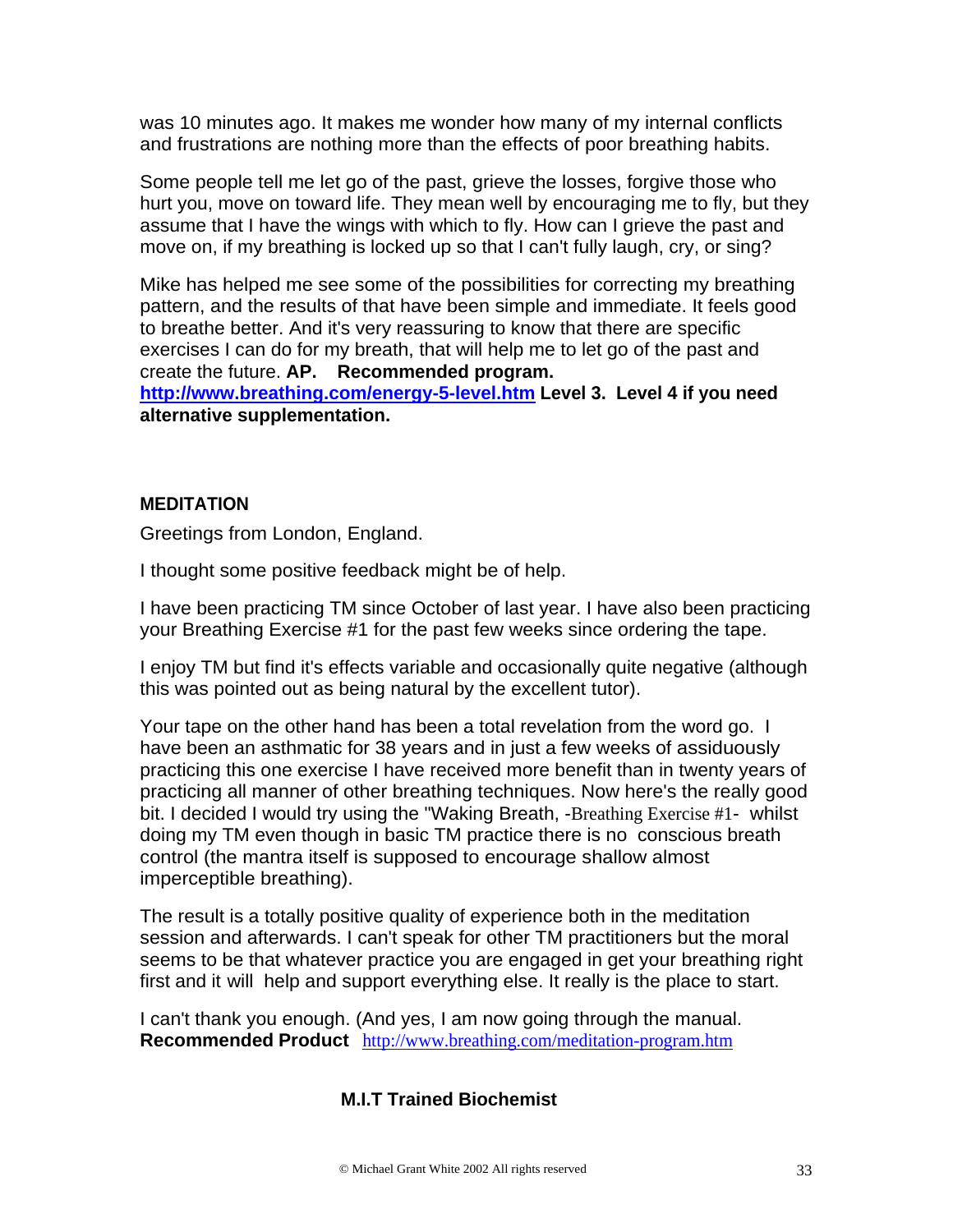was 10 minutes ago. It makes me wonder how many of my internal conflicts and frustrations are nothing more than the effects of poor breathing habits.

Some people tell me let go of the past, grieve the losses, forgive those who hurt you, move on toward life. They mean well by encouraging me to fly, but they assume that I have the wings with which to fly. How can I grieve the past and move on, if my breathing is locked up so that I can't fully laugh, cry, or sing?

Mike has helped me see some of the possibilities for correcting my breathing pattern, and the results of that have been simple and immediate. It feels good to breathe better. And it's very reassuring to know that there are specific exercises I can do for my breath, that will help me to let go of the past and create the future. **AP. Recommended program.** **http://www.breathing.com/energy-5-level.htm Level 3. Level 4 if you need alternative supplementation.**

**MEDITATION**

Greetings from London, England.

I thought some positive feedback might be of help.

I have been practicing TM since October of last year. I have also been practicing your Breathing Exercise #1 for the past few weeks since ordering the tape.

I enjoy TM but find it's effects variable and occasionally quite negative (although this was pointed out as being natural by the excellent tutor).

Your tape on the other hand has been a total revelation from the word go. I have been an asthmatic for 38 years and in just a few weeks of assiduously practicing this one exercise I have received more benefit than in twenty years of practicing all manner of other breathing techniques. Now here's the really good bit. I decided I would try using the "Waking Breath, -Breathing Exercise #1- whilst doing my TM even though in basic TM practice there is no conscious breath control (the mantra itself is supposed to encourage shallow almost imperceptible breathing).

The result is a totally positive quality of experience both in the meditation session and afterwards. I can't speak for other TM practitioners but the moral seems to be that whatever practice you are engaged in get your breathing right first and it will help and support everything else. It really is the place to start.

I can't thank you enough. (And yes, I am now going through the manual. **Recommended Product** http://www.breathing.com/meditation-program.htm

**M.I.T Trained Biochemist**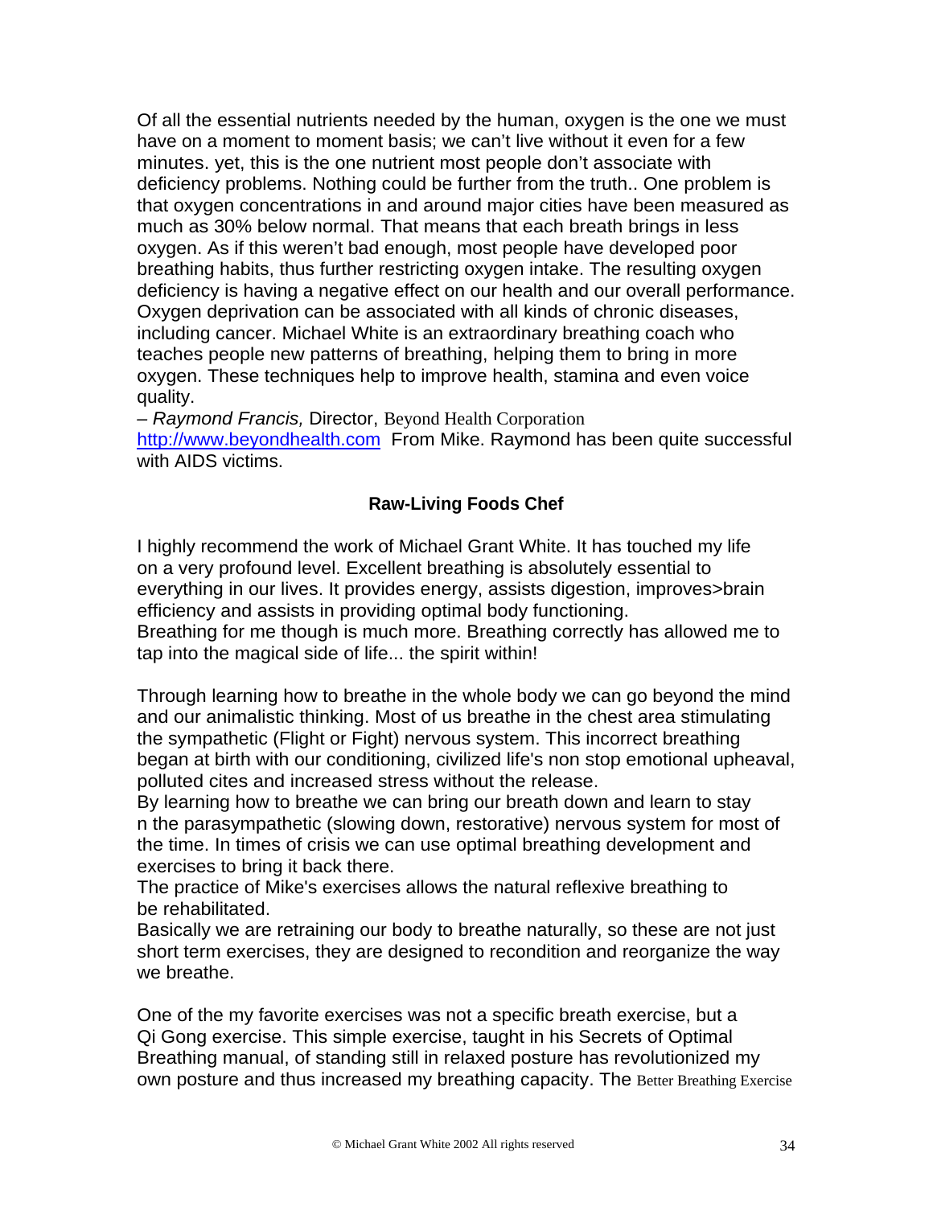Of all the essential nutrients needed by the human, oxygen is the one we must have on a moment to moment basis; we can't live without it even for a few minutes. yet, this is the one nutrient most people don't associate with deficiency problems. Nothing could be further from the truth.. One problem is that oxygen concentrations in and around major cities have been measured as much as 30% below normal. That means that each breath brings in less oxygen. As if this weren't bad enough, most people have developed poor breathing habits, thus further restricting oxygen intake. The resulting oxygen deficiency is having a negative effect on our health and our overall performance. Oxygen deprivation can be associated with all kinds of chronic diseases, including cancer. Michael White is an extraordinary breathing coach who teaches people new patterns of breathing, helping them to bring in more oxygen. These techniques help to improve health, stamina and even voice quality.

– *Raymond Francis,* Director, Beyond Health Corporation
http://www.beyondhealth.com From Mike. Raymond has been quite successful with AIDS victims.

**Raw-Living Foods Chef**

I highly recommend the work of Michael Grant White. It has touched my life on a very profound level. Excellent breathing is absolutely essential to everything in our lives. It provides energy, assists digestion, improves>brain efficiency and assists in providing optimal body functioning.
Breathing for me though is much more. Breathing correctly has allowed me to tap into the magical side of life... the spirit within!

Through learning how to breathe in the whole body we can go beyond the mind and our animalistic thinking. Most of us breathe in the chest area stimulating the sympathetic (Flight or Fight) nervous system. This incorrect breathing began at birth with our conditioning, civilized life's non stop emotional upheaval, polluted cites and increased stress without the release.
By learning how to breathe we can bring our breath down and learn to stay n the parasympathetic (slowing down, restorative) nervous system for most of the time. In times of crisis we can use optimal breathing development and exercises to bring it back there.
The practice of Mike's exercises allows the natural reflexive breathing to be rehabilitated.
Basically we are retraining our body to breathe naturally, so these are not just short term exercises, they are designed to recondition and reorganize the way we breathe.

One of the my favorite exercises was not a specific breath exercise, but a Qi Gong exercise. This simple exercise, taught in his Secrets of Optimal Breathing manual, of standing still in relaxed posture has revolutionized my own posture and thus increased my breathing capacity. The Better Breathing Exercise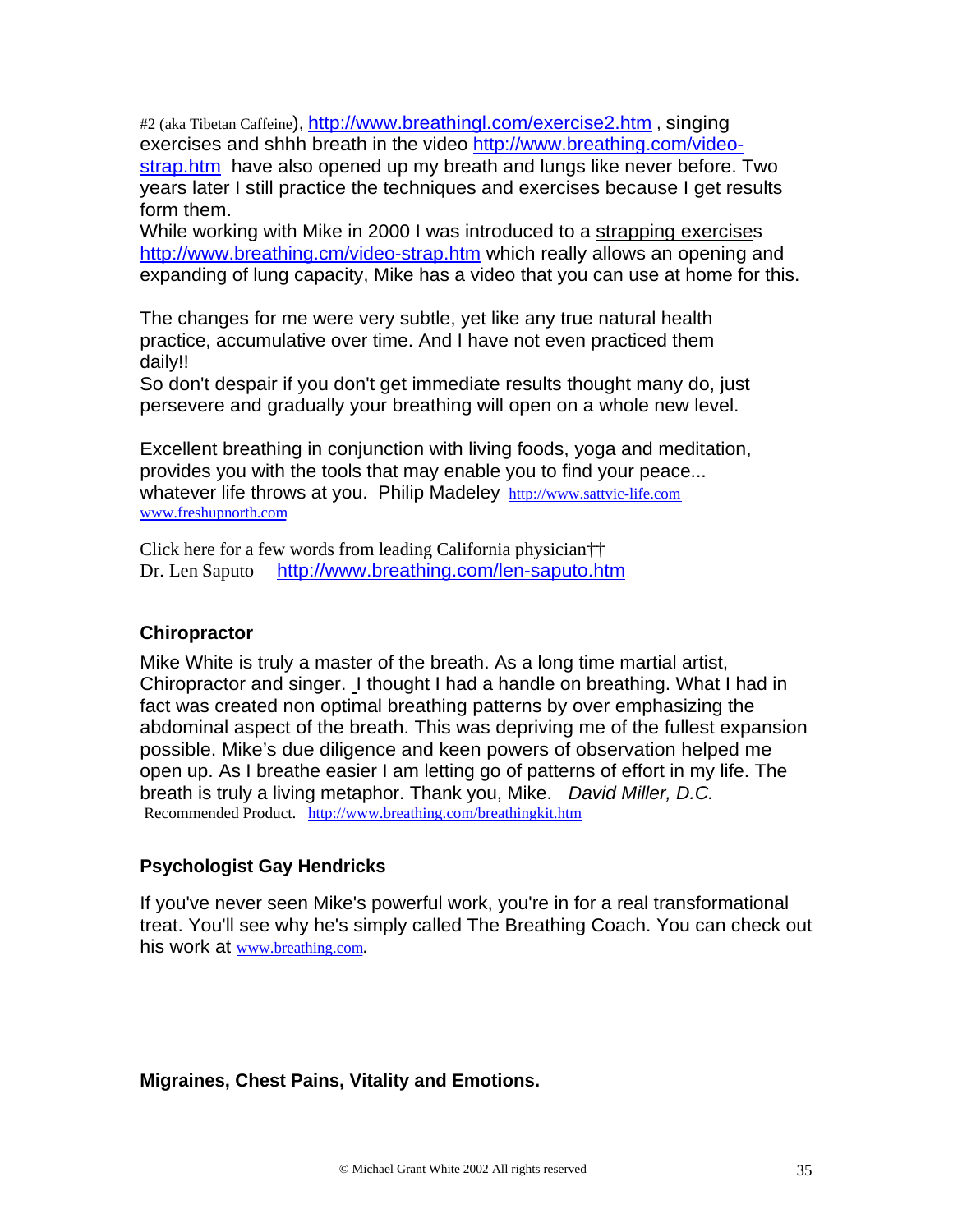#2 (aka Tibetan Caffeine), http://www.breathingl.com/exercise2.htm , singing exercises and shhh breath in the video http://www.breathing.com/video-strap.htm have also opened up my breath and lungs like never before. Two years later I still practice the techniques and exercises because I get results form them.
While working with Mike in 2000 I was introduced to a strapping exercises http://www.breathing.cm/video-strap.htm which really allows an opening and expanding of lung capacity, Mike has a video that you can use at home for this.

The changes for me were very subtle, yet like any true natural health practice, accumulative over time. And I have not even practiced them daily!!
So don't despair if you don't get immediate results thought many do, just persevere and gradually your breathing will open on a whole new level.

Excellent breathing in conjunction with living foods, yoga and meditation, provides you with the tools that may enable you to find your peace... whatever life throws at you. Philip Madeley http://www.sattvic-life.com www.freshupnorth.com

Click here for a few words from leading California physician††
Dr. Len Saputo http://www.breathing.com/len-saputo.htm

### Chiropractor

Mike White is truly a master of the breath. As a long time martial artist, Chiropractor and singer. I thought I had a handle on breathing. What I had in fact was created non optimal breathing patterns by over emphasizing the abdominal aspect of the breath. This was depriving me of the fullest expansion possible. Mike's due diligence and keen powers of observation helped me open up. As I breathe easier I am letting go of patterns of effort in my life. The breath is truly a living metaphor. Thank you, Mike. *David Miller, D.C.*
Recommended Product. http://www.breathing.com/breathingkit.htm

### Psychologist Gay Hendricks

If you've never seen Mike's powerful work, you're in for a real transformational treat. You'll see why he's simply called The Breathing Coach. You can check out his work at www.breathing.com.

### Migraines, Chest Pains, Vitality and Emotions.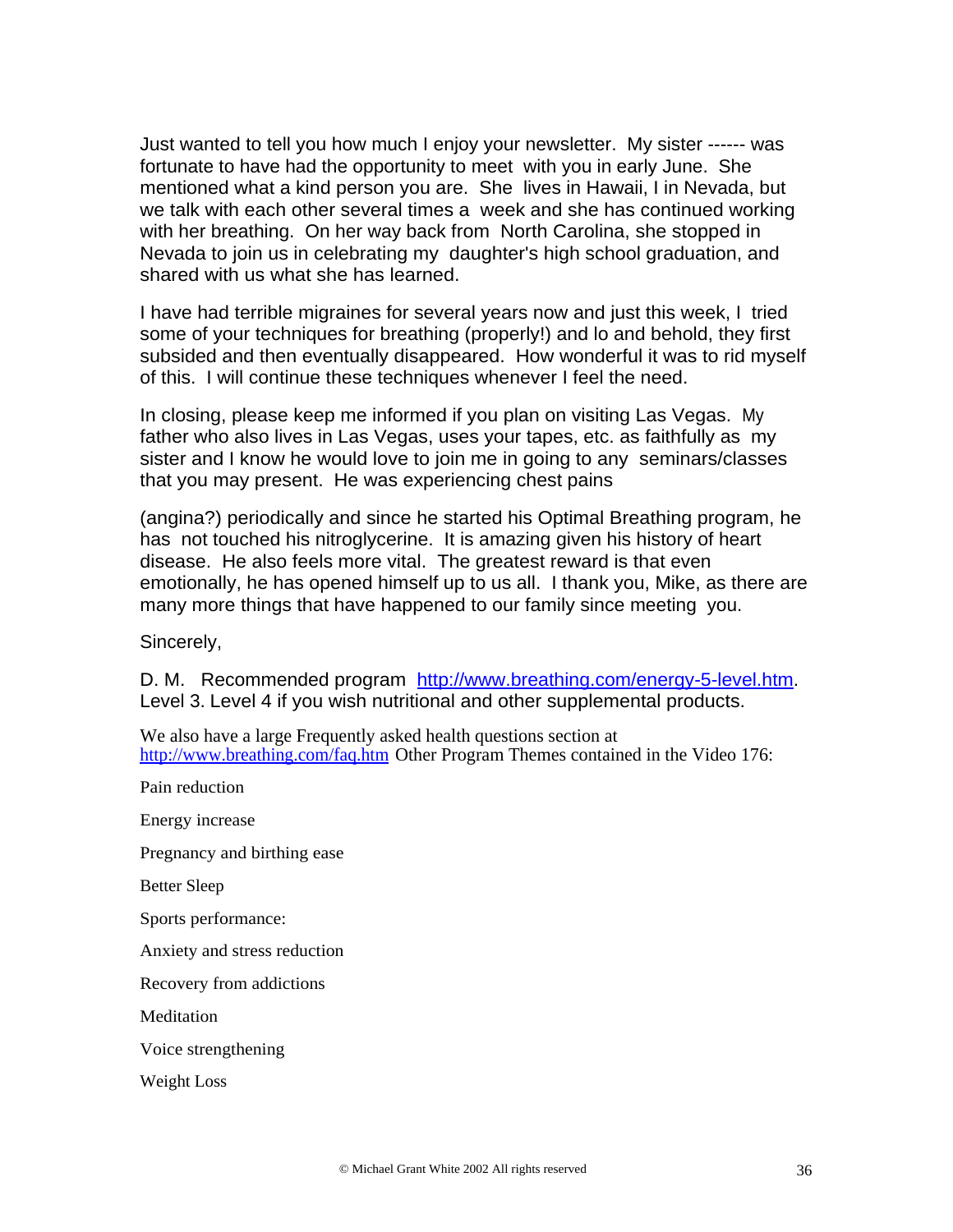Just wanted to tell you how much I enjoy your newsletter. My sister ------ was fortunate to have had the opportunity to meet with you in early June. She mentioned what a kind person you are. She lives in Hawaii, I in Nevada, but we talk with each other several times a week and she has continued working with her breathing. On her way back from North Carolina, she stopped in Nevada to join us in celebrating my daughter's high school graduation, and shared with us what she has learned.

I have had terrible migraines for several years now and just this week, I tried some of your techniques for breathing (properly!) and lo and behold, they first subsided and then eventually disappeared. How wonderful it was to rid myself of this. I will continue these techniques whenever I feel the need.

In closing, please keep me informed if you plan on visiting Las Vegas. My father who also lives in Las Vegas, uses your tapes, etc. as faithfully as my sister and I know he would love to join me in going to any seminars/classes that you may present. He was experiencing chest pains

(angina?) periodically and since he started his Optimal Breathing program, he has not touched his nitroglycerine. It is amazing given his history of heart disease. He also feels more vital. The greatest reward is that even emotionally, he has opened himself up to us all. I thank you, Mike, as there are many more things that have happened to our family since meeting you.

Sincerely,

D. M. Recommended program [http://www.breathing.com/energy-5-level.htm](http://www.breathing.com/energy-5-level.htm). Level 3. Level 4 if you wish nutritional and other supplemental products.

We also have a large Frequently asked health questions section at [http://www.breathing.com/faq.htm](http://www.breathing.com/faq.htm) Other Program Themes contained in the Video 176:

Pain reduction

Energy increase

Pregnancy and birthing ease

Better Sleep

Sports performance:

Anxiety and stress reduction

Recovery from addictions

Meditation

Voice strengthening

Weight Loss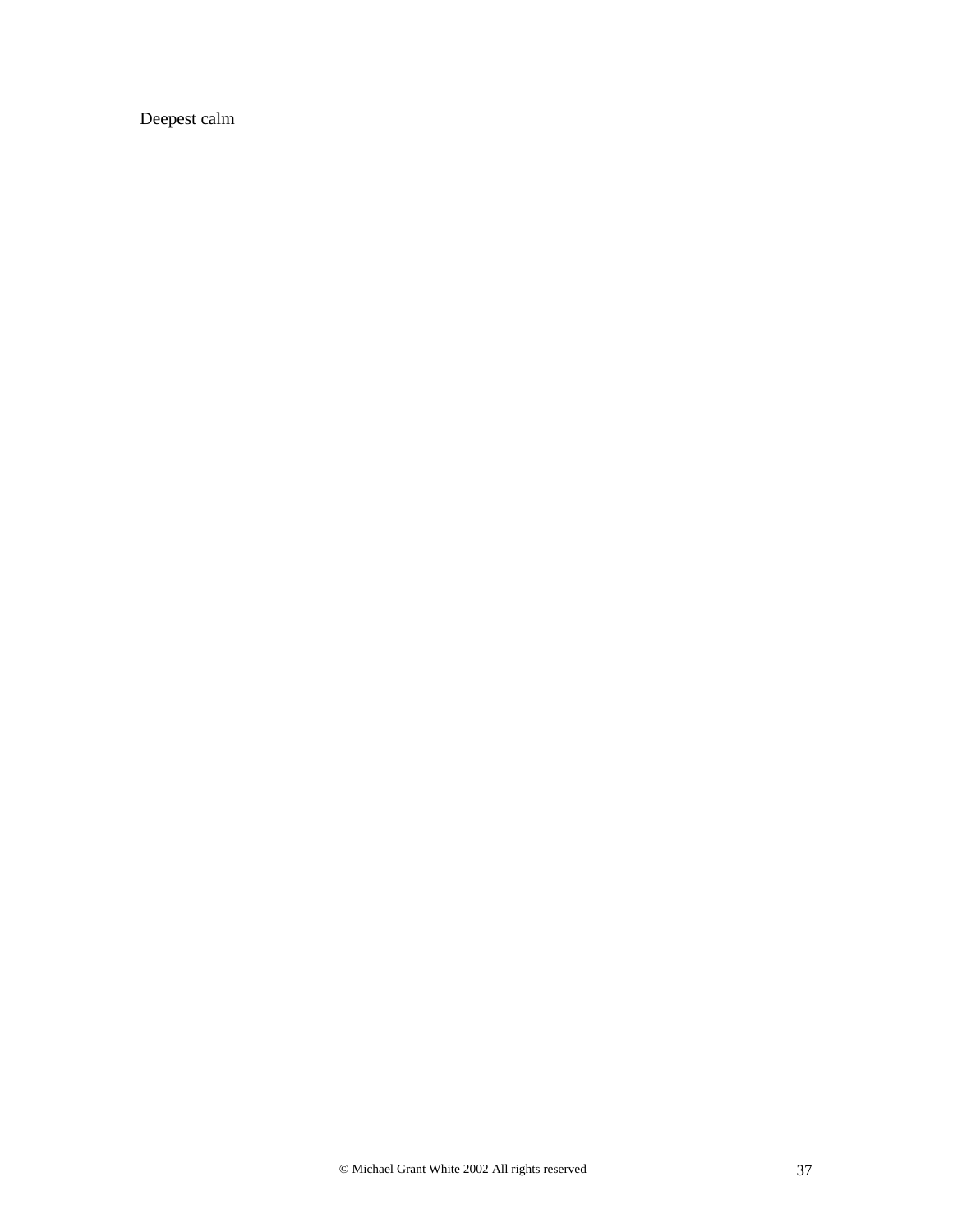Deepest calm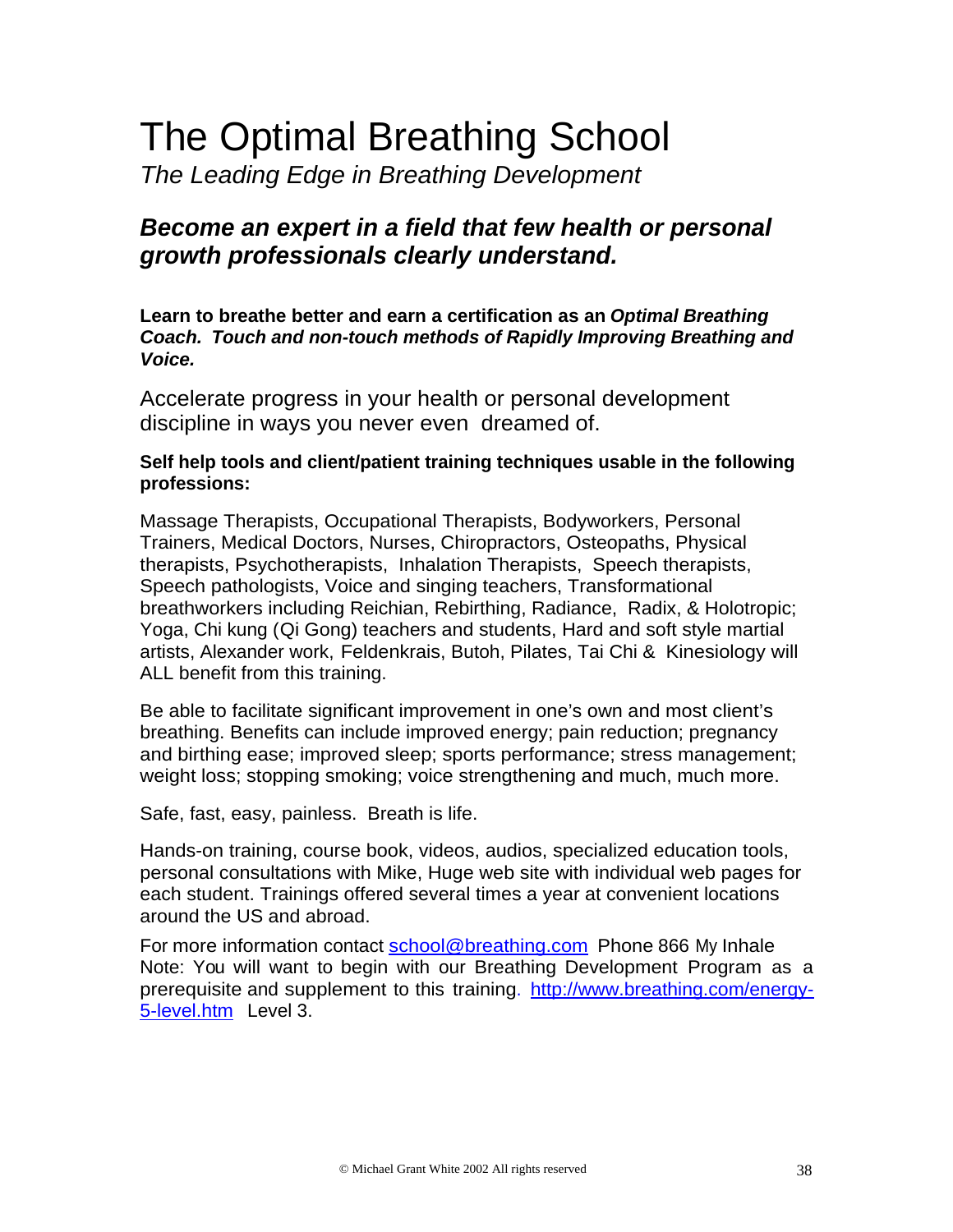# The Optimal Breathing School

*The Leading Edge in Breathing Development*

## ***Become an expert in a field that few health or personal growth professionals clearly understand.***

**Learn to breathe better and earn a certification as an *Optimal Breathing Coach. Touch and non-touch methods of Rapidly Improving Breathing and Voice.***

Accelerate progress in your health or personal development discipline in ways you never even dreamed of.

**Self help tools and client/patient training techniques usable in the following professions:**

Massage Therapists, Occupational Therapists, Bodyworkers, Personal Trainers, Medical Doctors, Nurses, Chiropractors, Osteopaths, Physical therapists, Psychotherapists, Inhalation Therapists, Speech therapists, Speech pathologists, Voice and singing teachers, Transformational breathworkers including Reichian, Rebirthing, Radiance, Radix, & Holotropic; Yoga, Chi kung (Qi Gong) teachers and students, Hard and soft style martial artists, Alexander work, Feldenkrais, Butoh, Pilates, Tai Chi & Kinesiology will ALL benefit from this training.

Be able to facilitate significant improvement in one's own and most client's breathing. Benefits can include improved energy; pain reduction; pregnancy and birthing ease; improved sleep; sports performance; stress management; weight loss; stopping smoking; voice strengthening and much, much more.

Safe, fast, easy, painless. Breath is life.

Hands-on training, course book, videos, audios, specialized education tools, personal consultations with Mike, Huge web site with individual web pages for each student. Trainings offered several times a year at convenient locations around the US and abroad.

For more information contact school@breathing.com Phone 866 My Inhale
Note: You will want to begin with our Breathing Development Program as a prerequisite and supplement to this training. http://www.breathing.com/energy-5-level.htm Level 3.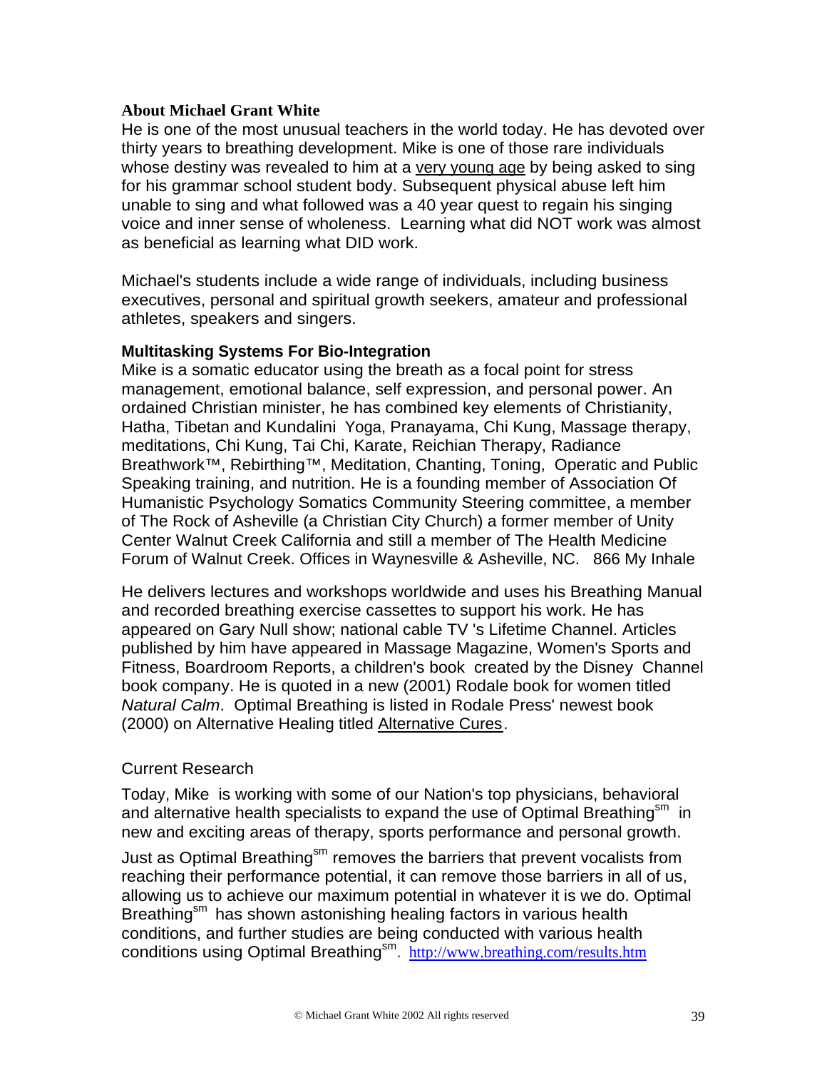**About Michael Grant White**

He is one of the most unusual teachers in the world today. He has devoted over thirty years to breathing development. Mike is one of those rare individuals whose destiny was revealed to him at a very young age by being asked to sing for his grammar school student body. Subsequent physical abuse left him unable to sing and what followed was a 40 year quest to regain his singing voice and inner sense of wholeness. Learning what did NOT work was almost as beneficial as learning what DID work.

Michael's students include a wide range of individuals, including business executives, personal and spiritual growth seekers, amateur and professional athletes, speakers and singers.

**Multitasking Systems For Bio-Integration**

Mike is a somatic educator using the breath as a focal point for stress management, emotional balance, self expression, and personal power. An ordained Christian minister, he has combined key elements of Christianity, Hatha, Tibetan and Kundalini Yoga, Pranayama, Chi Kung, Massage therapy, meditations, Chi Kung, Tai Chi, Karate, Reichian Therapy, Radiance Breathwork™, Rebirthing™, Meditation, Chanting, Toning, Operatic and Public Speaking training, and nutrition. He is a founding member of Association Of Humanistic Psychology Somatics Community Steering committee, a member of The Rock of Asheville (a Christian City Church) a former member of Unity Center Walnut Creek California and still a member of The Health Medicine Forum of Walnut Creek. Offices in Waynesville & Asheville, NC. 866 My Inhale

He delivers lectures and workshops worldwide and uses his Breathing Manual and recorded breathing exercise cassettes to support his work. He has appeared on Gary Null show; national cable TV 's Lifetime Channel. Articles published by him have appeared in Massage Magazine, Women's Sports and Fitness, Boardroom Reports, a children's book created by the Disney Channel book company. He is quoted in a new (2001) Rodale book for women titled *Natural Calm*. Optimal Breathing is listed in Rodale Press' newest book (2000) on Alternative Healing titled Alternative Cures.

Current Research

Today, Mike is working with some of our Nation's top physicians, behavioral and alternative health specialists to expand the use of Optimal Breathing[sm] in new and exciting areas of therapy, sports performance and personal growth.

Just as Optimal Breathing[sm] removes the barriers that prevent vocalists from reaching their performance potential, it can remove those barriers in all of us, allowing us to achieve our maximum potential in whatever it is we do. Optimal Breathing[sm] has shown astonishing healing factors in various health conditions, and further studies are being conducted with various health conditions using Optimal Breathing[sm]. http://www.breathing.com/results.htm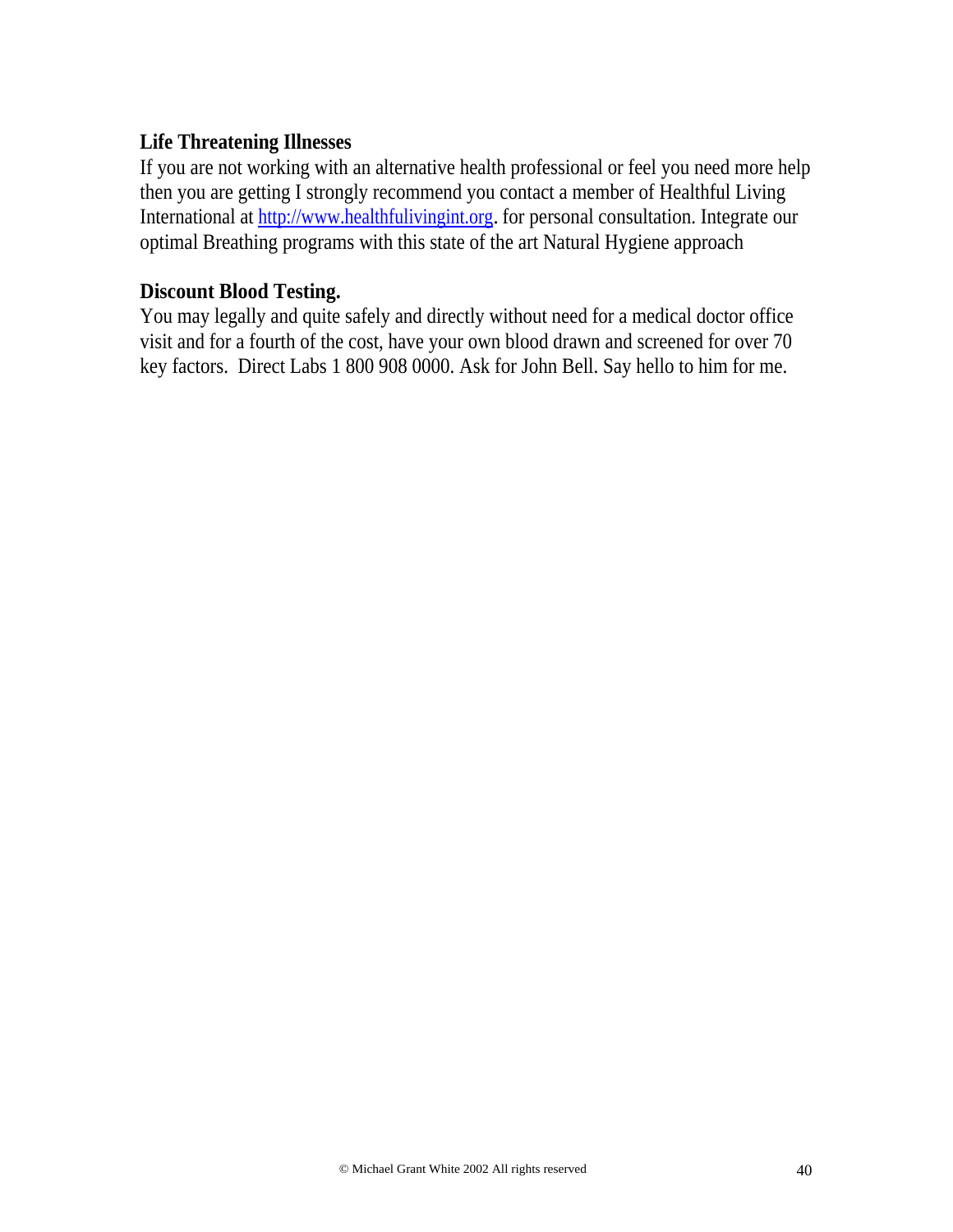**Life Threatening Illnesses**

If you are not working with an alternative health professional or feel you need more help then you are getting I strongly recommend you contact a member of Healthful Living International at http://www.healthfulivingint.org. for personal consultation. Integrate our optimal Breathing programs with this state of the art Natural Hygiene approach

**Discount Blood Testing.**

You may legally and quite safely and directly without need for a medical doctor office visit and for a fourth of the cost, have your own blood drawn and screened for over 70 key factors. Direct Labs 1 800 908 0000. Ask for John Bell. Say hello to him for me.